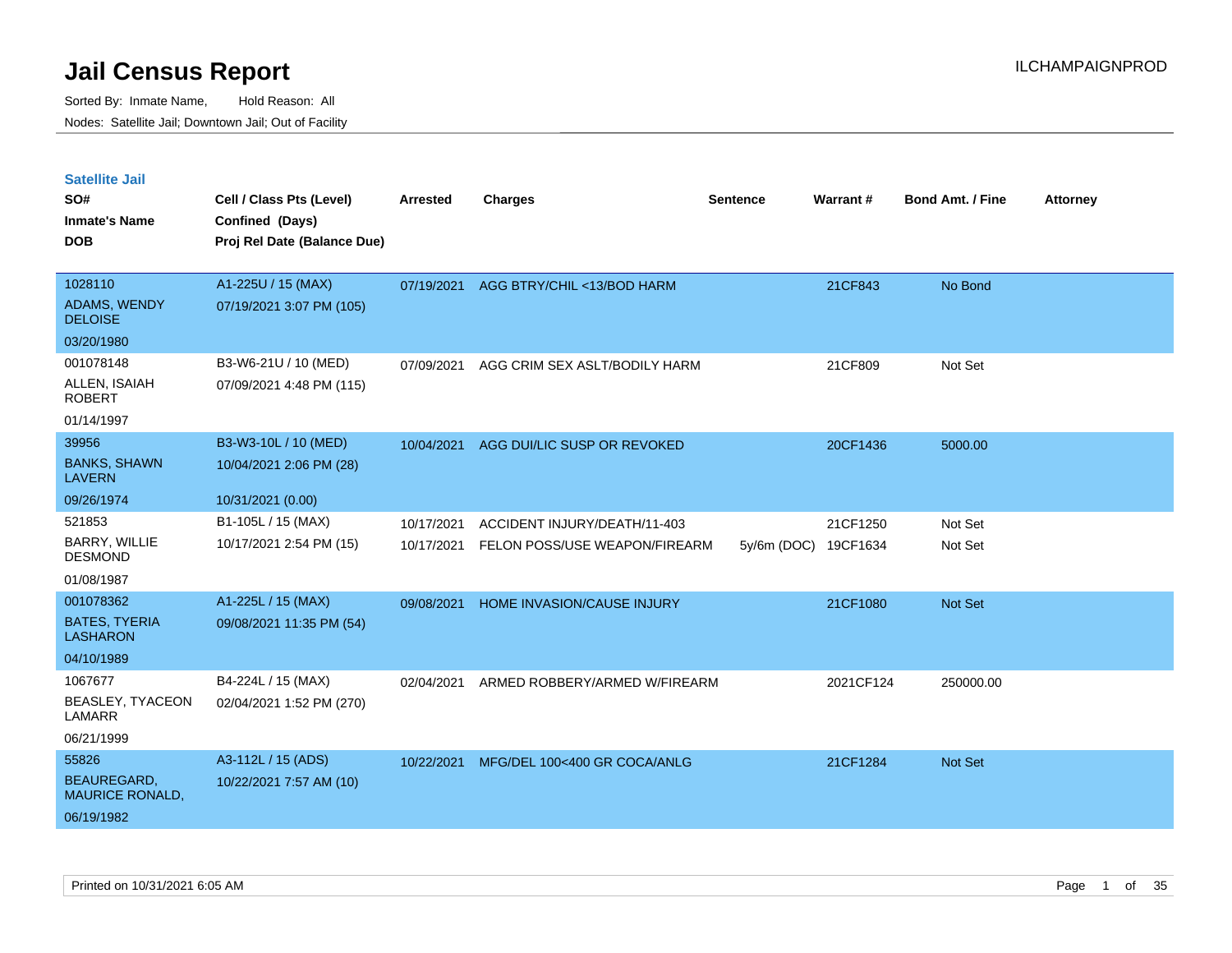# Jail Census Report

Sorted By: Inmate Name, Hold Reason: All

Nodes: Satellite Jail; Downtown Jail; Out of Facility

ILCHAMPAIGNPROD

## Satellite Jail

| SO# / Inmate's Name / DOB | Cell / Class Pts (Level) / Confined (Days) / Proj Rel Date (Balance Due) | Arrested | Charges | Sentence | Warrant # | Bond Amt. / Fine | Attorney |
|---|---|---|---|---|---|---|---|
| 1028110<br>ADAMS, WENDY DELOISE<br>03/20/1980 | A1-225U / 15 (MAX)<br>07/19/2021 3:07 PM (105) | 07/19/2021 | AGG BTRY/CHIL <13/BOD HARM | | 21CF843 | No Bond | |
| 001078148<br>ALLEN, ISAIAH ROBERT<br>01/14/1997 | B3-W6-21U / 10 (MED)<br>07/09/2021 4:48 PM (115) | 07/09/2021 | AGG CRIM SEX ASLT/BODILY HARM | | 21CF809 | Not Set | |
| 39956<br>BANKS, SHAWN LAVERN<br>09/26/1974 | B3-W3-10L / 10 (MED)<br>10/04/2021 2:06 PM (28)<br>10/31/2021 (0.00) | 10/04/2021 | AGG DUI/LIC SUSP OR REVOKED | | 20CF1436 | 5000.00 | |
| 521853<br>BARRY, WILLIE DESMOND<br>01/08/1987 | B1-105L / 15 (MAX)<br>10/17/2021 2:54 PM (15) | 10/17/2021 | ACCIDENT INJURY/DEATH/11-403 | | 21CF1250 | Not Set | |
| | | 10/17/2021 | FELON POSS/USE WEAPON/FIREARM | 5y/6m (DOC) | 19CF1634 | Not Set | |
| 001078362<br>BATES, TYERIA LASHARON<br>04/10/1989 | A1-225L / 15 (MAX)<br>09/08/2021 11:35 PM (54) | 09/08/2021 | HOME INVASION/CAUSE INJURY | | 21CF1080 | Not Set | |
| 1067677<br>BEASLEY, TYACEON LAMARR<br>06/21/1999 | B4-224L / 15 (MAX)<br>02/04/2021 1:52 PM (270) | 02/04/2021 | ARMED ROBBERY/ARMED W/FIREARM | | 2021CF124 | 250000.00 | |
| 55826<br>BEAUREGARD, MAURICE RONALD,<br>06/19/1982 | A3-112L / 15 (ADS)<br>10/22/2021 7:57 AM (10) | 10/22/2021 | MFG/DEL 100<400 GR COCA/ANLG | | 21CF1284 | Not Set | |

Printed on 10/31/2021 6:05 AM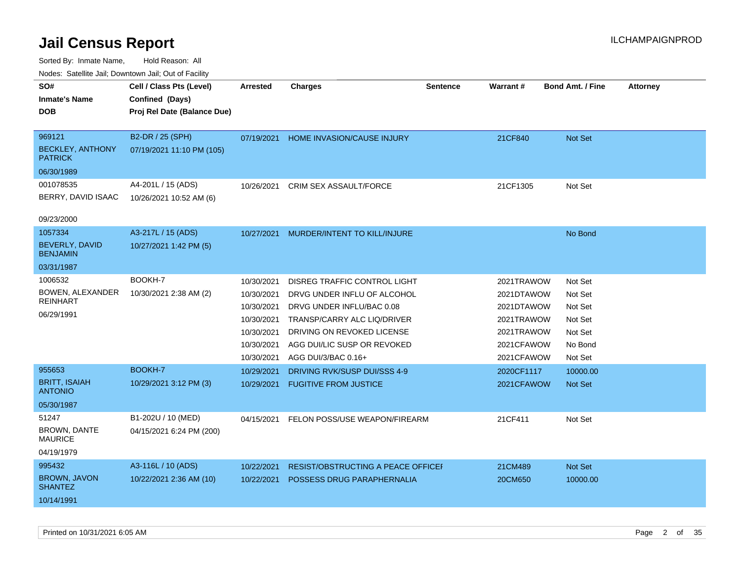# Jail Census Report

ILCHAMPAIGNPROD

Sorted By: Inmate Name, Hold Reason: All

Nodes: Satellite Jail; Downtown Jail; Out of Facility

| SO# / Inmate's Name / DOB | Cell / Class Pts (Level) / Confined (Days) / Proj Rel Date (Balance Due) | Arrested | Charges | Sentence | Warrant # | Bond Amt. / Fine | Attorney |
|---|---|---|---|---|---|---|---|
| 969121 BECKLEY, ANTHONY PATRICK 06/30/1989 | B2-DR / 25 (SPH) 07/19/2021 11:10 PM (105) | 07/19/2021 | HOME INVASION/CAUSE INJURY | | 21CF840 | Not Set | |
| 001078535 BERRY, DAVID ISAAC 09/23/2000 | A4-201L / 15 (ADS) 10/26/2021 10:52 AM (6) | 10/26/2021 | CRIM SEX ASSAULT/FORCE | | 21CF1305 | Not Set | |
| 1057334 BEVERLY, DAVID BENJAMIN 03/31/1987 | A3-217L / 15 (ADS) 10/27/2021 1:42 PM (5) | 10/27/2021 | MURDER/INTENT TO KILL/INJURE | | | No Bond | |
| 1006532 BOWEN, ALEXANDER REINHART 06/29/1991 | BOOKH-7 10/30/2021 2:38 AM (2) | 10/30/2021 | DISREG TRAFFIC CONTROL LIGHT | | 2021TRAWOW | Not Set | |
| | | 10/30/2021 | DRVG UNDER INFLU OF ALCOHOL | | 2021DTAWOW | Not Set | |
| | | 10/30/2021 | DRVG UNDER INFLU/BAC 0.08 | | 2021DTAWOW | Not Set | |
| | | 10/30/2021 | TRANSP/CARRY ALC LIQ/DRIVER | | 2021TRAWOW | Not Set | |
| | | 10/30/2021 | DRIVING ON REVOKED LICENSE | | 2021TRAWOW | Not Set | |
| | | 10/30/2021 | AGG DUI/LIC SUSP OR REVOKED | | 2021CFAWOW | No Bond | |
| | | 10/30/2021 | AGG DUI/3/BAC 0.16+ | | 2021CFAWOW | Not Set | |
| 955653 BRITT, ISAIAH ANTONIO 05/30/1987 | BOOKH-7 10/29/2021 3:12 PM (3) | 10/29/2021 | DRIVING RVK/SUSP DUI/SSS 4-9 | | 2020CF1117 | 10000.00 | |
| | | 10/29/2021 | FUGITIVE FROM JUSTICE | | 2021CFAWOW | Not Set | |
| 51247 BROWN, DANTE MAURICE 04/19/1979 | B1-202U / 10 (MED) 04/15/2021 6:24 PM (200) | 04/15/2021 | FELON POSS/USE WEAPON/FIREARM | | 21CF411 | Not Set | |
| 995432 BROWN, JAVON SHANTEZ 10/14/1991 | A3-116L / 10 (ADS) 10/22/2021 2:36 AM (10) | 10/22/2021 | RESIST/OBSTRUCTING A PEACE OFFICEI | | 21CM489 | Not Set | |
| | | 10/22/2021 | POSSESS DRUG PARAPHERNALIA | | 20CM650 | 10000.00 | |

Printed on 10/31/2021 6:05 AM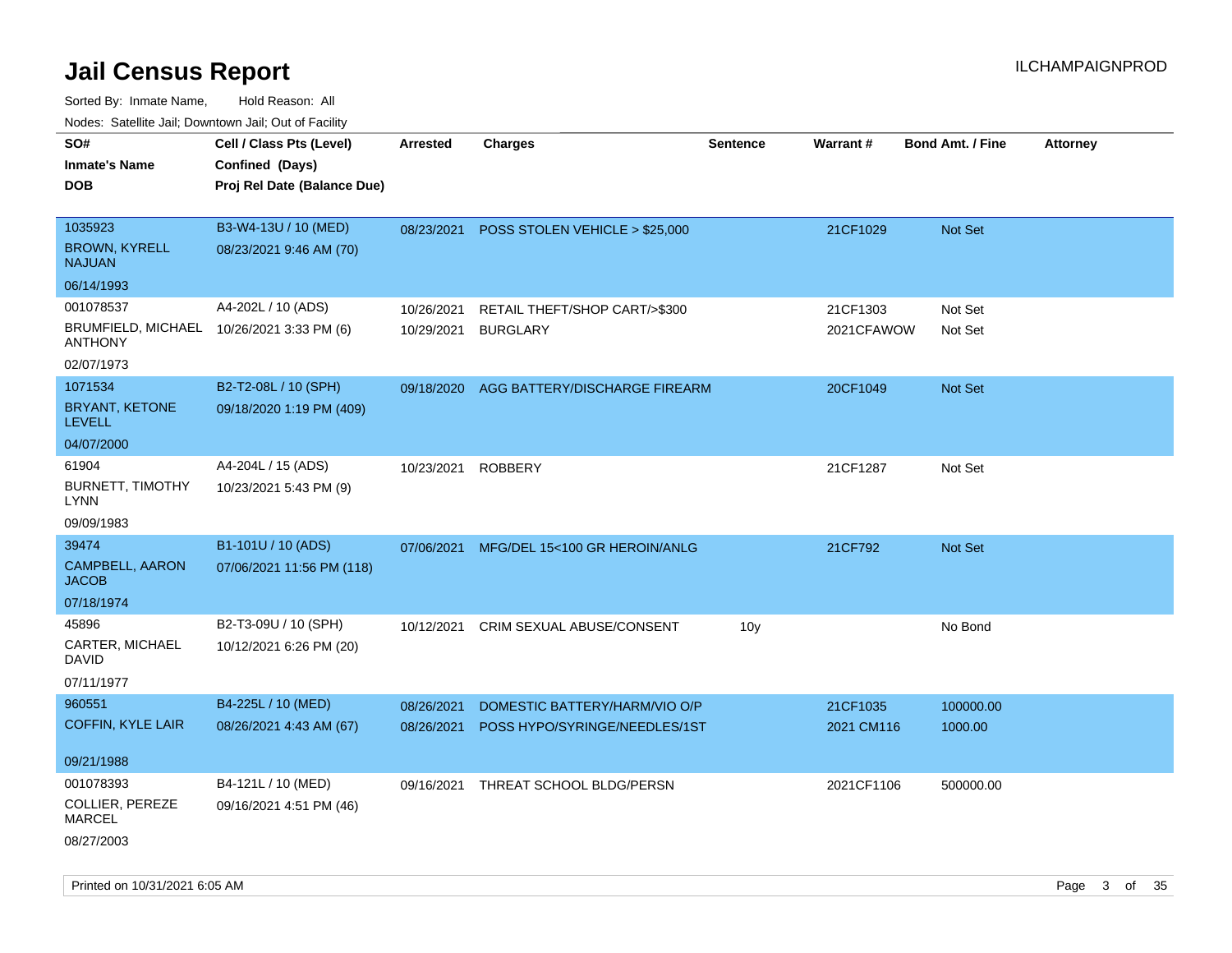# Jail Census Report

ILCHAMPAIGNPROD

Sorted By: Inmate Name, Hold Reason: All

Nodes: Satellite Jail; Downtown Jail; Out of Facility

| SO# / Inmate's Name / DOB | Cell / Class Pts (Level) / Confined (Days) / Proj Rel Date (Balance Due) | Arrested | Charges | Sentence | Warrant # | Bond Amt. / Fine | Attorney |
|---|---|---|---|---|---|---|---|
| 1035923<br>BROWN, KYRELL NAJUAN<br>06/14/1993 | B3-W4-13U / 10 (MED)<br>08/23/2021 9:46 AM (70) | 08/23/2021 | POSS STOLEN VEHICLE > $25,000 | | 21CF1029 | Not Set | |
| 001078537<br>BRUMFIELD, MICHAEL ANTHONY<br>02/07/1973 | A4-202L / 10 (ADS)<br>10/26/2021 3:33 PM (6) | 10/26/2021<br>10/29/2021 | RETAIL THEFT/SHOP CART/>$300<br>BURGLARY | | 21CF1303<br>2021CFAWOW | Not Set<br>Not Set | |
| 1071534<br>BRYANT, KETONE LEVELL<br>04/07/2000 | B2-T2-08L / 10 (SPH)<br>09/18/2020 1:19 PM (409) | 09/18/2020 | AGG BATTERY/DISCHARGE FIREARM | | 20CF1049 | Not Set | |
| 61904<br>BURNETT, TIMOTHY LYNN<br>09/09/1983 | A4-204L / 15 (ADS)<br>10/23/2021 5:43 PM (9) | 10/23/2021 | ROBBERY | | 21CF1287 | Not Set | |
| 39474<br>CAMPBELL, AARON JACOB<br>07/18/1974 | B1-101U / 10 (ADS)<br>07/06/2021 11:56 PM (118) | 07/06/2021 | MFG/DEL 15<100 GR HEROIN/ANLG | | 21CF792 | Not Set | |
| 45896<br>CARTER, MICHAEL DAVID<br>07/11/1977 | B2-T3-09U / 10 (SPH)<br>10/12/2021 6:26 PM (20) | 10/12/2021 | CRIM SEXUAL ABUSE/CONSENT | 10y | | No Bond | |
| 960551<br>COFFIN, KYLE LAIR<br>09/21/1988 | B4-225L / 10 (MED)<br>08/26/2021 4:43 AM (67) | 08/26/2021<br>08/26/2021 | DOMESTIC BATTERY/HARM/VIO O/P<br>POSS HYPO/SYRINGE/NEEDLES/1ST | | 21CF1035<br>2021 CM116 | 100000.00<br>1000.00 | |
| 001078393<br>COLLIER, PEREZE MARCEL<br>08/27/2003 | B4-121L / 10 (MED)<br>09/16/2021 4:51 PM (46) | 09/16/2021 | THREAT SCHOOL BLDG/PERSN | | 2021CF1106 | 500000.00 | |

Printed on 10/31/2021 6:05 AM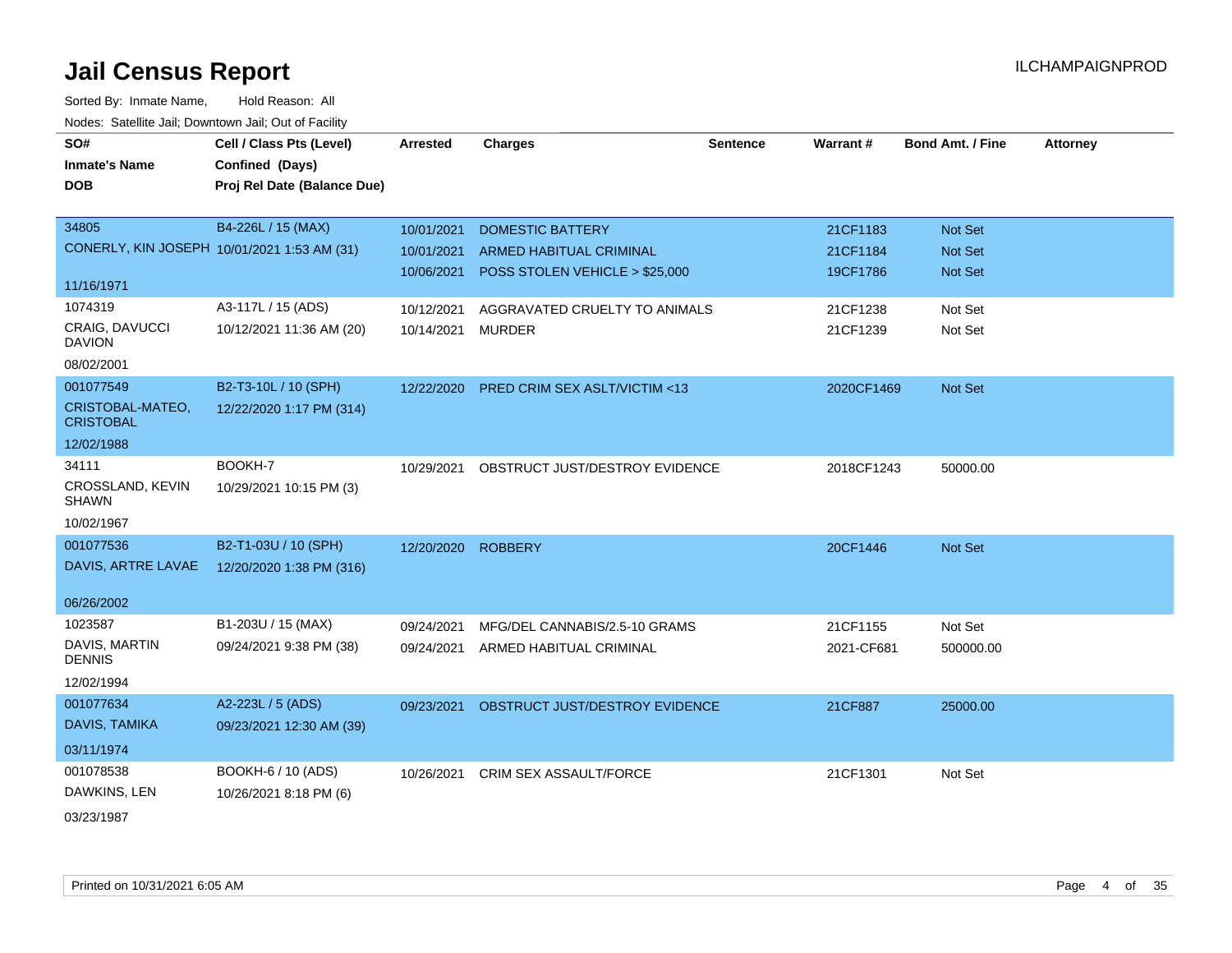# Jail Census Report

Sorted By: Inmate Name, Hold Reason: All

Nodes: Satellite Jail; Downtown Jail; Out of Facility

| SO# / Inmate's Name / DOB | Cell / Class Pts (Level) / Confined (Days) / Proj Rel Date (Balance Due) | Arrested | Charges | Sentence | Warrant # | Bond Amt. / Fine | Attorney |
|---|---|---|---|---|---|---|---|
| 34805<br>CONERLY, KIN JOSEPH<br>11/16/1971 | B4-226L / 15 (MAX)<br>10/01/2021 1:53 AM (31) | 10/01/2021<br>10/01/2021<br>10/06/2021 | DOMESTIC BATTERY<br>ARMED HABITUAL CRIMINAL<br>POSS STOLEN VEHICLE > $25,000 | | 21CF1183<br>21CF1184<br>19CF1786 | Not Set<br>Not Set<br>Not Set | |
| 1074319<br>CRAIG, DAVUCCI DAVION<br>08/02/2001 | A3-117L / 15 (ADS)<br>10/12/2021 11:36 AM (20) | 10/12/2021<br>10/14/2021 | AGGRAVATED CRUELTY TO ANIMALS<br>MURDER | | 21CF1238<br>21CF1239 | Not Set<br>Not Set | |
| 001077549<br>CRISTOBAL-MATEO, CRISTOBAL<br>12/02/1988 | B2-T3-10L / 10 (SPH)<br>12/22/2020 1:17 PM (314) | 12/22/2020 | PRED CRIM SEX ASLT/VICTIM <13 | | 2020CF1469 | Not Set | |
| 34111<br>CROSSLAND, KEVIN SHAWN<br>10/02/1967 | BOOKH-7<br>10/29/2021 10:15 PM (3) | 10/29/2021 | OBSTRUCT JUST/DESTROY EVIDENCE | | 2018CF1243 | 50000.00 | |
| 001077536<br>DAVIS, ARTRE LAVAE<br>06/26/2002 | B2-T1-03U / 10 (SPH)<br>12/20/2020 1:38 PM (316) | 12/20/2020 | ROBBERY | | 20CF1446 | Not Set | |
| 1023587<br>DAVIS, MARTIN DENNIS<br>12/02/1994 | B1-203U / 15 (MAX)<br>09/24/2021 9:38 PM (38) | 09/24/2021<br>09/24/2021 | MFG/DEL CANNABIS/2.5-10 GRAMS<br>ARMED HABITUAL CRIMINAL | | 21CF1155<br>2021-CF681 | Not Set<br>500000.00 | |
| 001077634<br>DAVIS, TAMIKA<br>03/11/1974 | A2-223L / 5 (ADS)<br>09/23/2021 12:30 AM (39) | 09/23/2021 | OBSTRUCT JUST/DESTROY EVIDENCE | | 21CF887 | 25000.00 | |
| 001078538<br>DAWKINS, LEN<br>03/23/1987 | BOOKH-6 / 10 (ADS)<br>10/26/2021 8:18 PM (6) | 10/26/2021 | CRIM SEX ASSAULT/FORCE | | 21CF1301 | Not Set | |

Printed on 10/31/2021 6:05 AM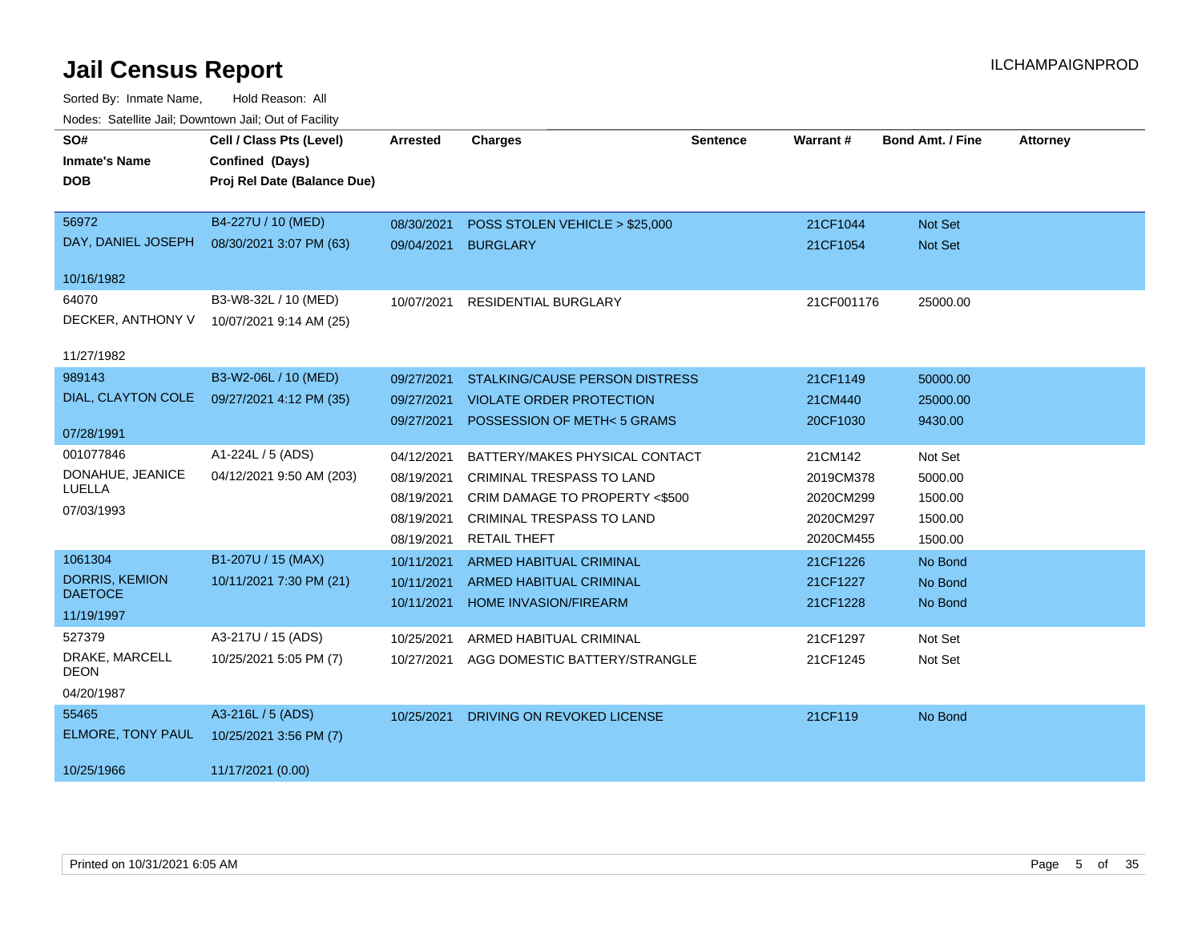# Jail Census Report

ILCHAMPAIGNPROD

Sorted By: Inmate Name, Hold Reason: All

Nodes: Satellite Jail; Downtown Jail; Out of Facility

| SO# / Inmate's Name / DOB | Cell / Class Pts (Level) / Confined (Days) / Proj Rel Date (Balance Due) | Arrested | Charges | Sentence | Warrant # | Bond Amt. / Fine | Attorney |
|---|---|---|---|---|---|---|---|
| 56972 | B4-227U / 10 (MED) | 08/30/2021 | POSS STOLEN VEHICLE > $25,000 | | 21CF1044 | Not Set | |
| DAY, DANIEL JOSEPH | 08/30/2021 3:07 PM (63) | 09/04/2021 | BURGLARY | | 21CF1054 | Not Set | |
| 10/16/1982 | | | | | | | |
| 64070 | B3-W8-32L / 10 (MED) | 10/07/2021 | RESIDENTIAL BURGLARY | | 21CF001176 | 25000.00 | |
| DECKER, ANTHONY V | 10/07/2021 9:14 AM (25) | | | | | | |
| 11/27/1982 | | | | | | | |
| 989143 | B3-W2-06L / 10 (MED) | 09/27/2021 | STALKING/CAUSE PERSON DISTRESS | | 21CF1149 | 50000.00 | |
| DIAL, CLAYTON COLE | 09/27/2021 4:12 PM (35) | 09/27/2021 | VIOLATE ORDER PROTECTION | | 21CM440 | 25000.00 | |
| 07/28/1991 | | 09/27/2021 | POSSESSION OF METH< 5 GRAMS | | 20CF1030 | 9430.00 | |
| 001077846 | A1-224L / 5 (ADS) | 04/12/2021 | BATTERY/MAKES PHYSICAL CONTACT | | 21CM142 | Not Set | |
| DONAHUE, JEANICE LUELLA | 04/12/2021 9:50 AM (203) | 08/19/2021 | CRIMINAL TRESPASS TO LAND | | 2019CM378 | 5000.00 | |
| 07/03/1993 | | 08/19/2021 | CRIM DAMAGE TO PROPERTY <$500 | | 2020CM299 | 1500.00 | |
| | | 08/19/2021 | CRIMINAL TRESPASS TO LAND | | 2020CM297 | 1500.00 | |
| | | 08/19/2021 | RETAIL THEFT | | 2020CM455 | 1500.00 | |
| 1061304 | B1-207U / 15 (MAX) | 10/11/2021 | ARMED HABITUAL CRIMINAL | | 21CF1226 | No Bond | |
| DORRIS, KEMION DAETOCE | 10/11/2021 7:30 PM (21) | 10/11/2021 | ARMED HABITUAL CRIMINAL | | 21CF1227 | No Bond | |
| 11/19/1997 | | 10/11/2021 | HOME INVASION/FIREARM | | 21CF1228 | No Bond | |
| 527379 | A3-217U / 15 (ADS) | 10/25/2021 | ARMED HABITUAL CRIMINAL | | 21CF1297 | Not Set | |
| DRAKE, MARCELL DEON | 10/25/2021 5:05 PM (7) | 10/27/2021 | AGG DOMESTIC BATTERY/STRANGLE | | 21CF1245 | Not Set | |
| 04/20/1987 | | | | | | | |
| 55465 | A3-216L / 5 (ADS) | 10/25/2021 | DRIVING ON REVOKED LICENSE | | 21CF119 | No Bond | |
| ELMORE, TONY PAUL | 10/25/2021 3:56 PM (7) | | | | | | |
| 10/25/1966 | 11/17/2021 (0.00) | | | | | | |

Printed on 10/31/2021 6:05 AM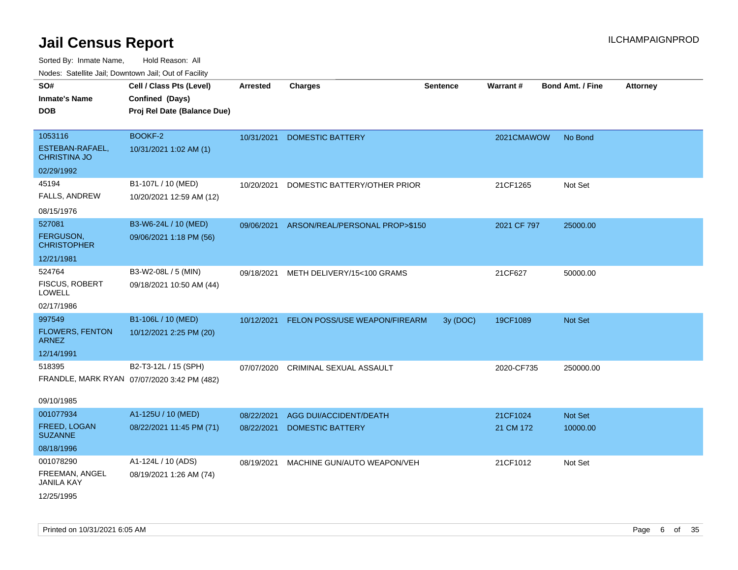# Jail Census Report

ILCHAMPAIGNPROD

Sorted By: Inmate Name, Hold Reason: All

Nodes: Satellite Jail; Downtown Jail; Out of Facility

| SO# / Inmate's Name / DOB | Cell / Class Pts (Level) / Confined (Days) / Proj Rel Date (Balance Due) | Arrested | Charges | Sentence | Warrant # | Bond Amt. / Fine | Attorney |
|---|---|---|---|---|---|---|---|
| 1053116<br>ESTEBAN-RAFAEL, CHRISTINA JO<br>02/29/1992 | BOOKF-2<br>10/31/2021 1:02 AM (1) | 10/31/2021 | DOMESTIC BATTERY | | 2021CMAWOW | No Bond | |
| 45194<br>FALLS, ANDREW<br>08/15/1976 | B1-107L / 10 (MED)<br>10/20/2021 12:59 AM (12) | 10/20/2021 | DOMESTIC BATTERY/OTHER PRIOR | | 21CF1265 | Not Set | |
| 527081<br>FERGUSON, CHRISTOPHER<br>12/21/1981 | B3-W6-24L / 10 (MED)<br>09/06/2021 1:18 PM (56) | 09/06/2021 | ARSON/REAL/PERSONAL PROP>$150 | | 2021 CF 797 | 25000.00 | |
| 524764<br>FISCUS, ROBERT LOWELL<br>02/17/1986 | B3-W2-08L / 5 (MIN)<br>09/18/2021 10:50 AM (44) | 09/18/2021 | METH DELIVERY/15<100 GRAMS | | 21CF627 | 50000.00 | |
| 997549<br>FLOWERS, FENTON ARNEZ<br>12/14/1991 | B1-106L / 10 (MED)<br>10/12/2021 2:25 PM (20) | 10/12/2021 | FELON POSS/USE WEAPON/FIREARM | 3y (DOC) | 19CF1089 | Not Set | |
| 518395<br>FRANDLE, MARK RYAN<br>09/10/1985 | B2-T3-12L / 15 (SPH)<br>07/07/2020 3:42 PM (482) | 07/07/2020 | CRIMINAL SEXUAL ASSAULT | | 2020-CF735 | 250000.00 | |
| 001077934<br>FREED, LOGAN SUZANNE<br>08/18/1996 | A1-125U / 10 (MED)<br>08/22/2021 11:45 PM (71) | 08/22/2021 | AGG DUI/ACCIDENT/DEATH | | 21CF1024 | Not Set | |
| | | 08/22/2021 | DOMESTIC BATTERY | | 21 CM 172 | 10000.00 | |
| 001078290<br>FREEMAN, ANGEL JANILA KAY<br>12/25/1995 | A1-124L / 10 (ADS)<br>08/19/2021 1:26 AM (74) | 08/19/2021 | MACHINE GUN/AUTO WEAPON/VEH | | 21CF1012 | Not Set | |

Printed on 10/31/2021 6:05 AM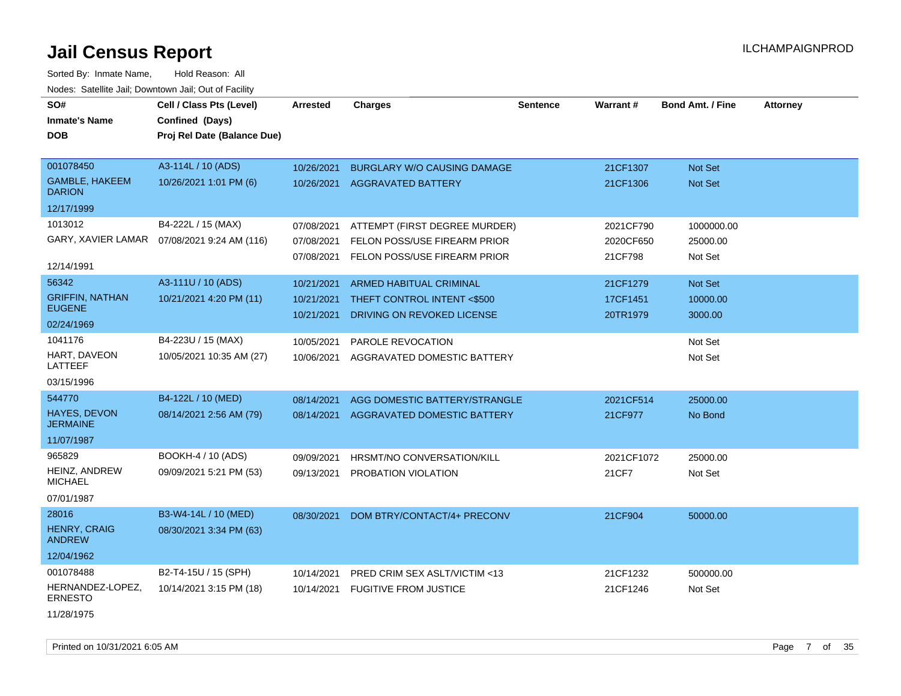# Jail Census Report

ILCHAMPAIGNPROD

Sorted By: Inmate Name, Hold Reason: All

Nodes: Satellite Jail; Downtown Jail; Out of Facility

| SO# / Inmate's Name / DOB | Cell / Class Pts (Level) / Confined (Days) / Proj Rel Date (Balance Due) | Arrested | Charges | Sentence | Warrant # | Bond Amt. / Fine | Attorney |
|---|---|---|---|---|---|---|---|
| 001078450 | A3-114L / 10 (ADS) | 10/26/2021 | BURGLARY W/O CAUSING DAMAGE | | 21CF1307 | Not Set | |
| GAMBLE, HAKEEM DARION | 10/26/2021 1:01 PM (6) | 10/26/2021 | AGGRAVATED BATTERY | | 21CF1306 | Not Set | |
| 12/17/1999 | | | | | | | |
| 1013012 | B4-222L / 15 (MAX) | 07/08/2021 | ATTEMPT (FIRST DEGREE MURDER) | | 2021CF790 | 1000000.00 | |
| GARY, XAVIER LAMAR | 07/08/2021 9:24 AM (116) | 07/08/2021 | FELON POSS/USE FIREARM PRIOR | | 2020CF650 | 25000.00 | |
| 12/14/1991 | | 07/08/2021 | FELON POSS/USE FIREARM PRIOR | | 21CF798 | Not Set | |
| 56342 | A3-111U / 10 (ADS) | 10/21/2021 | ARMED HABITUAL CRIMINAL | | 21CF1279 | Not Set | |
| GRIFFIN, NATHAN EUGENE | 10/21/2021 4:20 PM (11) | 10/21/2021 | THEFT CONTROL INTENT <$500 | | 17CF1451 | 10000.00 | |
| 02/24/1969 | | 10/21/2021 | DRIVING ON REVOKED LICENSE | | 20TR1979 | 3000.00 | |
| 1041176 | B4-223U / 15 (MAX) | 10/05/2021 | PAROLE REVOCATION | | | Not Set | |
| HART, DAVEON LATTEEF | 10/05/2021 10:35 AM (27) | 10/06/2021 | AGGRAVATED DOMESTIC BATTERY | | | Not Set | |
| 03/15/1996 | | | | | | | |
| 544770 | B4-122L / 10 (MED) | 08/14/2021 | AGG DOMESTIC BATTERY/STRANGLE | | 2021CF514 | 25000.00 | |
| HAYES, DEVON JERMAINE | 08/14/2021 2:56 AM (79) | 08/14/2021 | AGGRAVATED DOMESTIC BATTERY | | 21CF977 | No Bond | |
| 11/07/1987 | | | | | | | |
| 965829 | BOOKH-4 / 10 (ADS) | 09/09/2021 | HRSMT/NO CONVERSATION/KILL | | 2021CF1072 | 25000.00 | |
| HEINZ, ANDREW MICHAEL | 09/09/2021 5:21 PM (53) | 09/13/2021 | PROBATION VIOLATION | | 21CF7 | Not Set | |
| 07/01/1987 | | | | | | | |
| 28016 | B3-W4-14L / 10 (MED) | 08/30/2021 | DOM BTRY/CONTACT/4+ PRECONV | | 21CF904 | 50000.00 | |
| HENRY, CRAIG ANDREW | 08/30/2021 3:34 PM (63) | | | | | | |
| 12/04/1962 | | | | | | | |
| 001078488 | B2-T4-15U / 15 (SPH) | 10/14/2021 | PRED CRIM SEX ASLT/VICTIM <13 | | 21CF1232 | 500000.00 | |
| HERNANDEZ-LOPEZ, ERNESTO | 10/14/2021 3:15 PM (18) | 10/14/2021 | FUGITIVE FROM JUSTICE | | 21CF1246 | Not Set | |
| 11/28/1975 | | | | | | | |

Printed on 10/31/2021 6:05 AM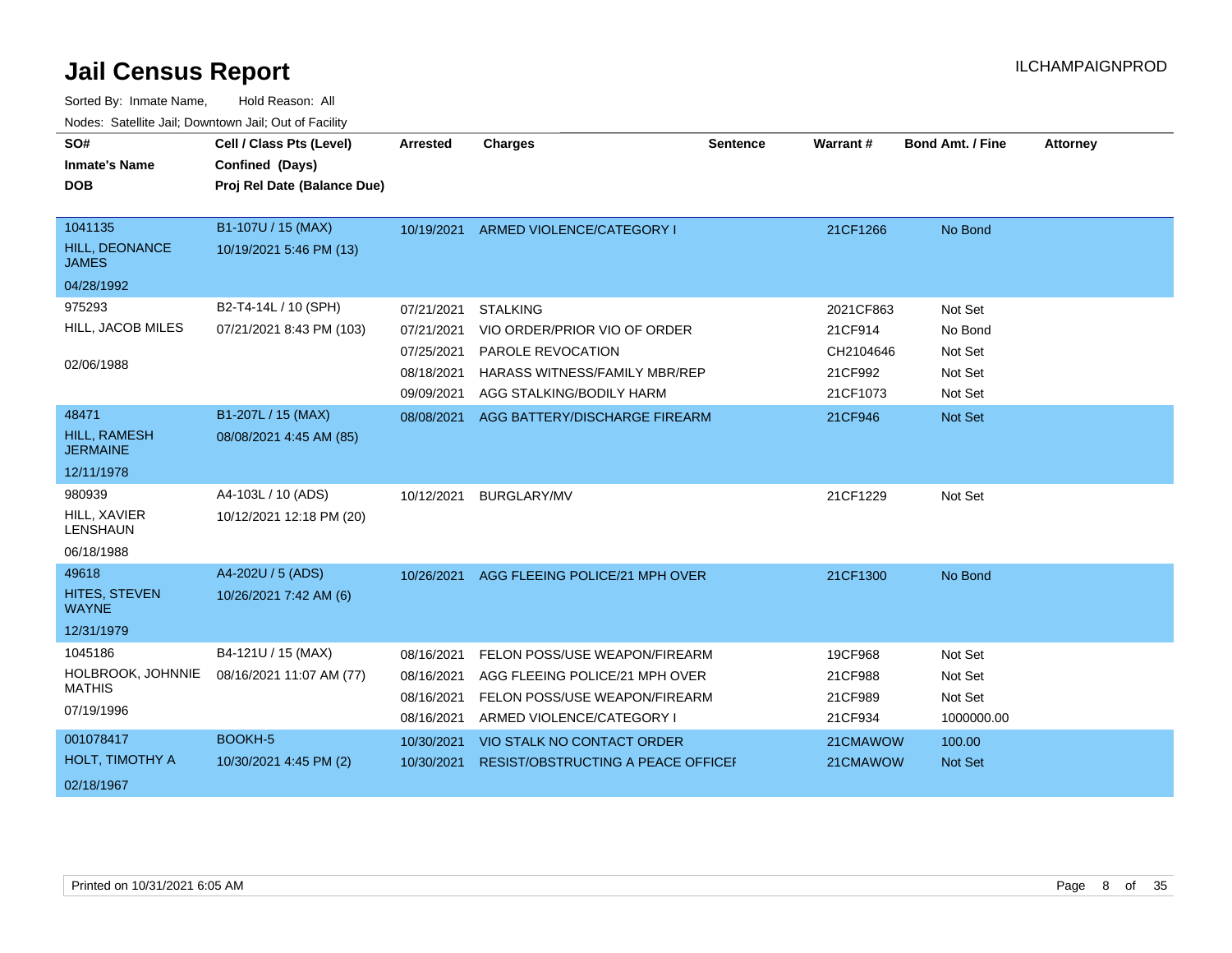# Jail Census Report

ILCHAMPAIGNPROD

Sorted By: Inmate Name, Hold Reason: All

Nodes: Satellite Jail; Downtown Jail; Out of Facility

| SO# / Inmate's Name / DOB | Cell / Class Pts (Level) / Confined (Days) / Proj Rel Date (Balance Due) | Arrested | Charges | Sentence | Warrant # | Bond Amt. / Fine | Attorney |
|---|---|---|---|---|---|---|---|
| 1041135<br>HILL, DEONANCE JAMES<br>04/28/1992 | B1-107U / 15 (MAX)<br>10/19/2021 5:46 PM (13) | 10/19/2021 | ARMED VIOLENCE/CATEGORY I | | 21CF1266 | No Bond | |
| 975293<br>HILL, JACOB MILES<br>02/06/1988 | B2-T4-14L / 10 (SPH)<br>07/21/2021 8:43 PM (103) | 07/21/2021 | STALKING | | 2021CF863 | Not Set | |
| | | 07/21/2021 | VIO ORDER/PRIOR VIO OF ORDER | | 21CF914 | No Bond | |
| | | 07/25/2021 | PAROLE REVOCATION | | CH2104646 | Not Set | |
| | | 08/18/2021 | HARASS WITNESS/FAMILY MBR/REP | | 21CF992 | Not Set | |
| | | 09/09/2021 | AGG STALKING/BODILY HARM | | 21CF1073 | Not Set | |
| 48471<br>HILL, RAMESH JERMAINE<br>12/11/1978 | B1-207L / 15 (MAX)<br>08/08/2021 4:45 AM (85) | 08/08/2021 | AGG BATTERY/DISCHARGE FIREARM | | 21CF946 | Not Set | |
| 980939<br>HILL, XAVIER LENSHAUN<br>06/18/1988 | A4-103L / 10 (ADS)<br>10/12/2021 12:18 PM (20) | 10/12/2021 | BURGLARY/MV | | 21CF1229 | Not Set | |
| 49618<br>HITES, STEVEN WAYNE<br>12/31/1979 | A4-202U / 5 (ADS)<br>10/26/2021 7:42 AM (6) | 10/26/2021 | AGG FLEEING POLICE/21 MPH OVER | | 21CF1300 | No Bond | |
| 1045186<br>HOLBROOK, JOHNNIE MATHIS<br>07/19/1996 | B4-121U / 15 (MAX)<br>08/16/2021 11:07 AM (77) | 08/16/2021 | FELON POSS/USE WEAPON/FIREARM | | 19CF968 | Not Set | |
| | | 08/16/2021 | AGG FLEEING POLICE/21 MPH OVER | | 21CF988 | Not Set | |
| | | 08/16/2021 | FELON POSS/USE WEAPON/FIREARM | | 21CF989 | Not Set | |
| | | 08/16/2021 | ARMED VIOLENCE/CATEGORY I | | 21CF934 | 1000000.00 | |
| 001078417<br>HOLT, TIMOTHY A<br>02/18/1967 | BOOKH-5<br>10/30/2021 4:45 PM (2) | 10/30/2021 | VIO STALK NO CONTACT ORDER | | 21CMAWOW | 100.00 | |
| | | 10/30/2021 | RESIST/OBSTRUCTING A PEACE OFFICEI | | 21CMAWOW | Not Set | |

Printed on 10/31/2021 6:05 AM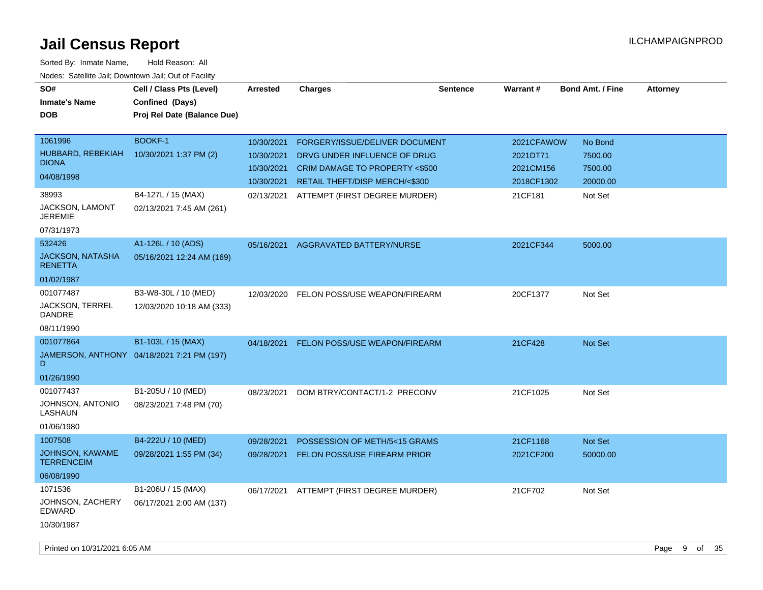# Jail Census Report

ILCHAMPAIGNPROD

Sorted By: Inmate Name, Hold Reason: All

Nodes: Satellite Jail; Downtown Jail; Out of Facility

| SO# / Inmate's Name / DOB | Cell / Class Pts (Level) / Confined (Days) / Proj Rel Date (Balance Due) | Arrested | Charges | Sentence | Warrant # | Bond Amt. / Fine | Attorney |
|---|---|---|---|---|---|---|---|
| 1061996<br>HUBBARD, REBEKIAH DIONA<br>04/08/1998 | BOOKF-1<br>10/30/2021 1:37 PM (2) | 10/30/2021<br>10/30/2021<br>10/30/2021<br>10/30/2021 | FORGERY/ISSUE/DELIVER DOCUMENT<br>DRVG UNDER INFLUENCE OF DRUG<br>CRIM DAMAGE TO PROPERTY <$500<br>RETAIL THEFT/DISP MERCH/<$300 | | 2021CFAWOW<br>2021DT71<br>2021CM156<br>2018CF1302 | No Bond<br>7500.00<br>7500.00<br>20000.00 | |
| 38993<br>JACKSON, LAMONT JEREMIE<br>07/31/1973 | B4-127L / 15 (MAX)<br>02/13/2021 7:45 AM (261) | 02/13/2021 | ATTEMPT (FIRST DEGREE MURDER) | | 21CF181 | Not Set | |
| 532426<br>JACKSON, NATASHA RENETTA<br>01/02/1987 | A1-126L / 10 (ADS)<br>05/16/2021 12:24 AM (169) | 05/16/2021 | AGGRAVATED BATTERY/NURSE | | 2021CF344 | 5000.00 | |
| 001077487<br>JACKSON, TERREL DANDRE<br>08/11/1990 | B3-W8-30L / 10 (MED)<br>12/03/2020 10:18 AM (333) | 12/03/2020 | FELON POSS/USE WEAPON/FIREARM | | 20CF1377 | Not Set | |
| 001077864<br>JAMERSON, ANTHONY D<br>01/26/1990 | B1-103L / 15 (MAX)<br>04/18/2021 7:21 PM (197) | 04/18/2021 | FELON POSS/USE WEAPON/FIREARM | | 21CF428 | Not Set | |
| 001077437<br>JOHNSON, ANTONIO LASHAUN<br>01/06/1980 | B1-205U / 10 (MED)<br>08/23/2021 7:48 PM (70) | 08/23/2021 | DOM BTRY/CONTACT/1-2 PRECONV | | 21CF1025 | Not Set | |
| 1007508<br>JOHNSON, KAWAME TERRENCEIM<br>06/08/1990 | B4-222U / 10 (MED)<br>09/28/2021 1:55 PM (34) | 09/28/2021<br>09/28/2021 | POSSESSION OF METH/5<15 GRAMS<br>FELON POSS/USE FIREARM PRIOR | | 21CF1168<br>2021CF200 | Not Set<br>50000.00 | |
| 1071536<br>JOHNSON, ZACHERY EDWARD<br>10/30/1987 | B1-206U / 15 (MAX)<br>06/17/2021 2:00 AM (137) | 06/17/2021 | ATTEMPT (FIRST DEGREE MURDER) | | 21CF702 | Not Set | |

Printed on 10/31/2021 6:05 AM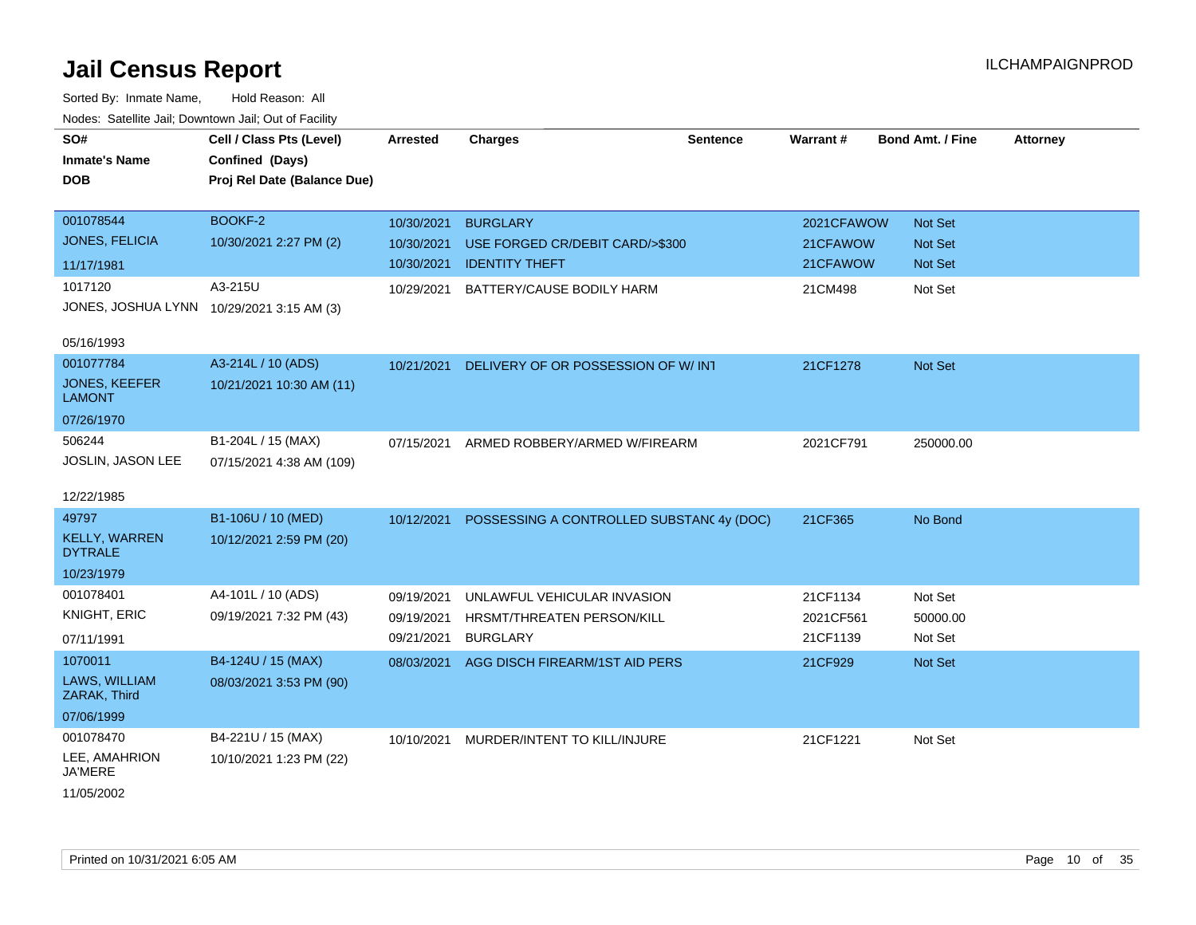# Jail Census Report

ILCHAMPAIGNPROD

Sorted By: Inmate Name, Hold Reason: All

Nodes: Satellite Jail; Downtown Jail; Out of Facility

| SO# / Inmate's Name / DOB | Cell / Class Pts (Level) / Confined (Days) / Proj Rel Date (Balance Due) | Arrested | Charges | Sentence | Warrant # | Bond Amt. / Fine | Attorney |
|---|---|---|---|---|---|---|---|
| 001078544<br>JONES, FELICIA<br>11/17/1981 | BOOKF-2<br>10/30/2021 2:27 PM (2) | 10/30/2021<br>10/30/2021<br>10/30/2021 | BURGLARY<br>USE FORGED CR/DEBIT CARD/>$300<br>IDENTITY THEFT | | 2021CFAWOW<br>21CFAWOW<br>21CFAWOW | Not Set<br>Not Set<br>Not Set | |
| 1017120<br>JONES, JOSHUA LYNN<br>05/16/1993 | A3-215U<br>10/29/2021 3:15 AM (3) | 10/29/2021 | BATTERY/CAUSE BODILY HARM | | 21CM498 | Not Set | |
| 001077784<br>JONES, KEEFER LAMONT<br>07/26/1970 | A3-214L / 10 (ADS)<br>10/21/2021 10:30 AM (11) | 10/21/2021 | DELIVERY OF OR POSSESSION OF W/ INT | | 21CF1278 | Not Set | |
| 506244<br>JOSLIN, JASON LEE<br>12/22/1985 | B1-204L / 15 (MAX)<br>07/15/2021 4:38 AM (109) | 07/15/2021 | ARMED ROBBERY/ARMED W/FIREARM | | 2021CF791 | 250000.00 | |
| 49797<br>KELLY, WARREN DYTRALE<br>10/23/1979 | B1-106U / 10 (MED)<br>10/12/2021 2:59 PM (20) | 10/12/2021 | POSSESSING A CONTROLLED SUBSTANC | 4y (DOC) | 21CF365 | No Bond | |
| 001078401<br>KNIGHT, ERIC<br>07/11/1991 | A4-101L / 10 (ADS)<br>09/19/2021 7:32 PM (43) | 09/19/2021<br>09/19/2021<br>09/21/2021 | UNLAWFUL VEHICULAR INVASION<br>HRSMT/THREATEN PERSON/KILL<br>BURGLARY | | 21CF1134<br>2021CF561<br>21CF1139 | Not Set<br>50000.00<br>Not Set | |
| 1070011<br>LAWS, WILLIAM ZARAK, Third<br>07/06/1999 | B4-124U / 15 (MAX)<br>08/03/2021 3:53 PM (90) | 08/03/2021 | AGG DISCH FIREARM/1ST AID PERS | | 21CF929 | Not Set | |
| 001078470<br>LEE, AMAHRION JA'MERE<br>11/05/2002 | B4-221U / 15 (MAX)<br>10/10/2021 1:23 PM (22) | 10/10/2021 | MURDER/INTENT TO KILL/INJURE | | 21CF1221 | Not Set | |

Printed on 10/31/2021 6:05 AM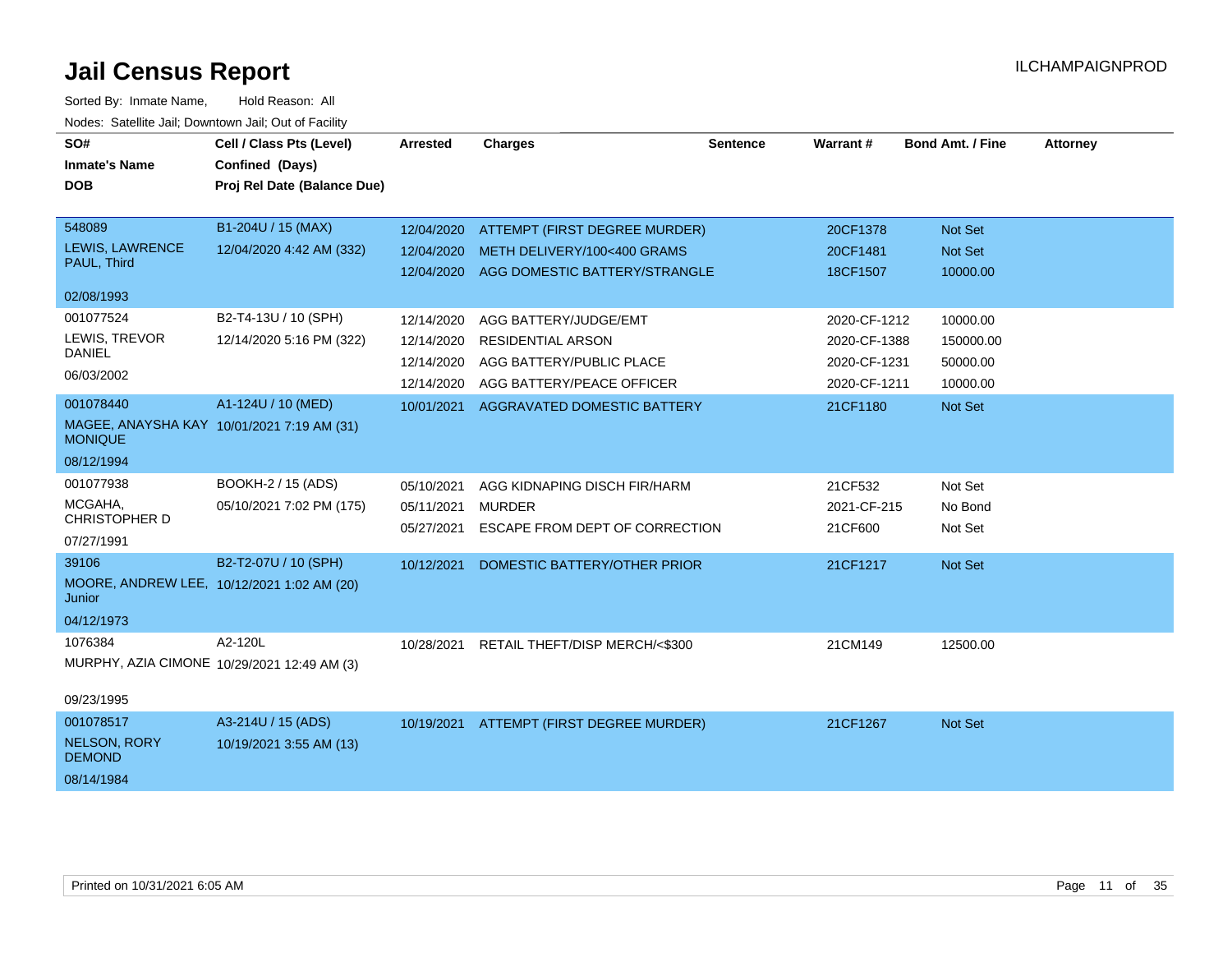# Jail Census Report

ILCHAMPAIGNPROD

Sorted By: Inmate Name, Hold Reason: All

Nodes: Satellite Jail; Downtown Jail; Out of Facility

| SO# / Inmate's Name / DOB | Cell / Class Pts (Level) / Confined (Days) / Proj Rel Date (Balance Due) | Arrested | Charges | Sentence | Warrant # | Bond Amt. / Fine | Attorney |
|---|---|---|---|---|---|---|---|
| 548089<br>LEWIS, LAWRENCE PAUL, Third<br>02/08/1993 | B1-204U / 15 (MAX)<br>12/04/2020 4:42 AM (332) | 12/04/2020 | ATTEMPT (FIRST DEGREE MURDER) | | 20CF1378 | Not Set | |
| | | 12/04/2020 | METH DELIVERY/100<400 GRAMS | | 20CF1481 | Not Set | |
| | | 12/04/2020 | AGG DOMESTIC BATTERY/STRANGLE | | 18CF1507 | 10000.00 | |
| 001077524<br>LEWIS, TREVOR DANIEL<br>06/03/2002 | B2-T4-13U / 10 (SPH)<br>12/14/2020 5:16 PM (322) | 12/14/2020 | AGG BATTERY/JUDGE/EMT | | 2020-CF-1212 | 10000.00 | |
| | | 12/14/2020 | RESIDENTIAL ARSON | | 2020-CF-1388 | 150000.00 | |
| | | 12/14/2020 | AGG BATTERY/PUBLIC PLACE | | 2020-CF-1231 | 50000.00 | |
| | | 12/14/2020 | AGG BATTERY/PEACE OFFICER | | 2020-CF-1211 | 10000.00 | |
| 001078440<br>MAGEE, ANAYSHA KAY MONIQUE<br>08/12/1994 | A1-124U / 10 (MED)<br>10/01/2021 7:19 AM (31) | 10/01/2021 | AGGRAVATED DOMESTIC BATTERY | | 21CF1180 | Not Set | |
| 001077938<br>MCGAHA, CHRISTOPHER D<br>07/27/1991 | BOOKH-2 / 15 (ADS)<br>05/10/2021 7:02 PM (175) | 05/10/2021 | AGG KIDNAPING DISCH FIR/HARM | | 21CF532 | Not Set | |
| | | 05/11/2021 | MURDER | | 2021-CF-215 | No Bond | |
| | | 05/27/2021 | ESCAPE FROM DEPT OF CORRECTION | | 21CF600 | Not Set | |
| 39106<br>MOORE, ANDREW LEE, Junior<br>04/12/1973 | B2-T2-07U / 10 (SPH)<br>10/12/2021 1:02 AM (20) | 10/12/2021 | DOMESTIC BATTERY/OTHER PRIOR | | 21CF1217 | Not Set | |
| 1076384<br>MURPHY, AZIA CIMONE<br>09/23/1995 | A2-120L<br>10/29/2021 12:49 AM (3) | 10/28/2021 | RETAIL THEFT/DISP MERCH/<$300 | | 21CM149 | 12500.00 | |
| 001078517<br>NELSON, RORY DEMOND<br>08/14/1984 | A3-214U / 15 (ADS)<br>10/19/2021 3:55 AM (13) | 10/19/2021 | ATTEMPT (FIRST DEGREE MURDER) | | 21CF1267 | Not Set | |

Printed on 10/31/2021 6:05 AM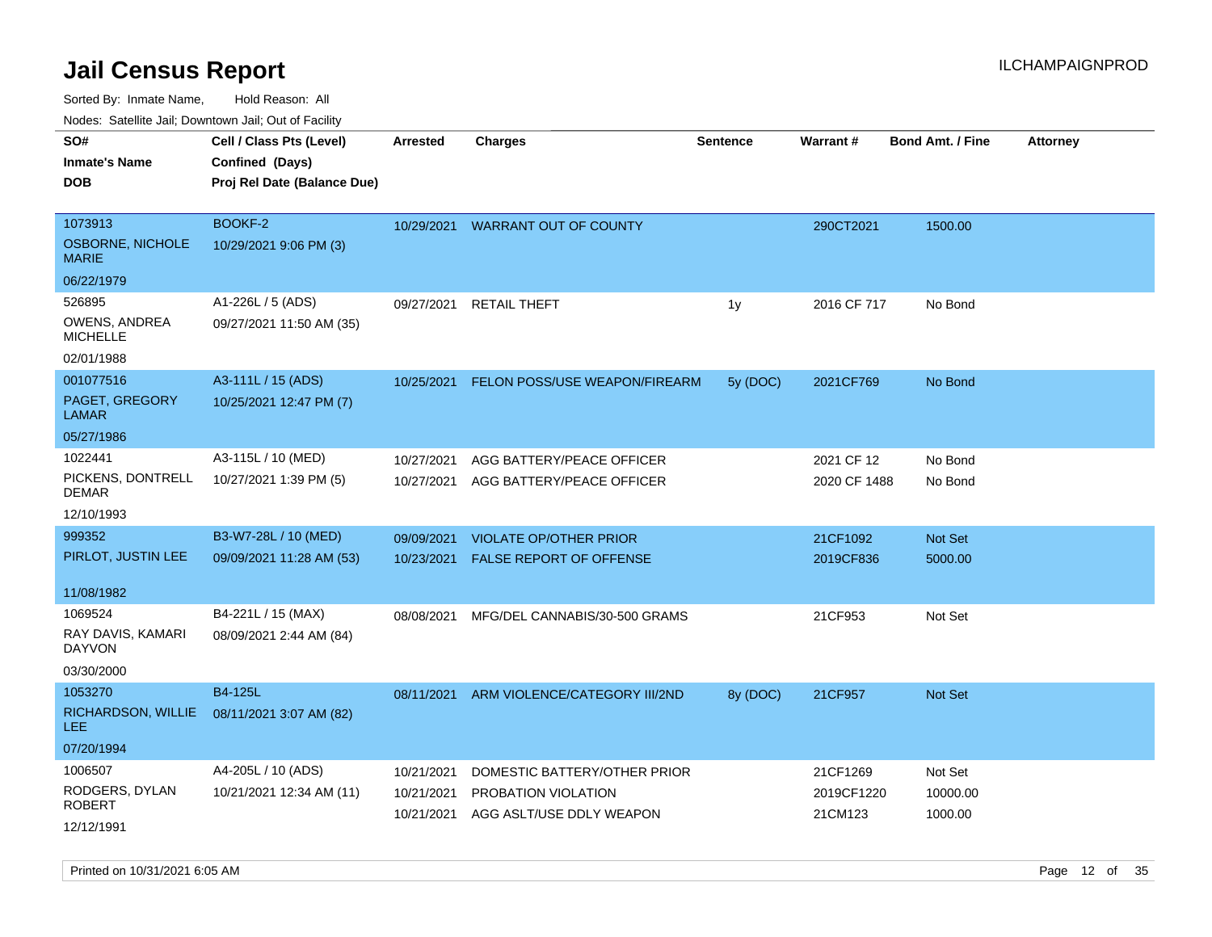# Jail Census Report

ILCHAMPAIGNPROD

Sorted By: Inmate Name, Hold Reason: All

Nodes: Satellite Jail; Downtown Jail; Out of Facility

| SO# / Inmate's Name / DOB | Cell / Class Pts (Level) / Confined (Days) / Proj Rel Date (Balance Due) | Arrested | Charges | Sentence | Warrant # | Bond Amt. / Fine | Attorney |
|---|---|---|---|---|---|---|---|
| 1073913<br>OSBORNE, NICHOLE MARIE<br>06/22/1979 | BOOKF-2<br>10/29/2021 9:06 PM (3) | 10/29/2021 | WARRANT OUT OF COUNTY | | 290CT2021 | 1500.00 | |
| 526895<br>OWENS, ANDREA MICHELLE<br>02/01/1988 | A1-226L / 5 (ADS)<br>09/27/2021 11:50 AM (35) | 09/27/2021 | RETAIL THEFT | 1y | 2016 CF 717 | No Bond | |
| 001077516<br>PAGET, GREGORY LAMAR<br>05/27/1986 | A3-111L / 15 (ADS)<br>10/25/2021 12:47 PM (7) | 10/25/2021 | FELON POSS/USE WEAPON/FIREARM | 5y (DOC) | 2021CF769 | No Bond | |
| 1022441<br>PICKENS, DONTRELL DEMAR<br>12/10/1993 | A3-115L / 10 (MED)<br>10/27/2021 1:39 PM (5) | 10/27/2021<br>10/27/2021 | AGG BATTERY/PEACE OFFICER<br>AGG BATTERY/PEACE OFFICER | | 2021 CF 12<br>2020 CF 1488 | No Bond<br>No Bond | |
| 999352<br>PIRLOT, JUSTIN LEE<br>11/08/1982 | B3-W7-28L / 10 (MED)<br>09/09/2021 11:28 AM (53) | 09/09/2021<br>10/23/2021 | VIOLATE OP/OTHER PRIOR<br>FALSE REPORT OF OFFENSE | | 21CF1092<br>2019CF836 | Not Set<br>5000.00 | |
| 1069524<br>RAY DAVIS, KAMARI DAYVON<br>03/30/2000 | B4-221L / 15 (MAX)<br>08/09/2021 2:44 AM (84) | 08/08/2021 | MFG/DEL CANNABIS/30-500 GRAMS | | 21CF953 | Not Set | |
| 1053270<br>RICHARDSON, WILLIE LEE<br>07/20/1994 | B4-125L<br>08/11/2021 3:07 AM (82) | 08/11/2021 | ARM VIOLENCE/CATEGORY III/2ND | 8y (DOC) | 21CF957 | Not Set | |
| 1006507<br>RODGERS, DYLAN ROBERT<br>12/12/1991 | A4-205L / 10 (ADS)<br>10/21/2021 12:34 AM (11) | 10/21/2021<br>10/21/2021<br>10/21/2021 | DOMESTIC BATTERY/OTHER PRIOR<br>PROBATION VIOLATION<br>AGG ASLT/USE DDLY WEAPON | | 21CF1269<br>2019CF1220<br>21CM123 | Not Set<br>10000.00<br>1000.00 | |

Printed on 10/31/2021 6:05 AM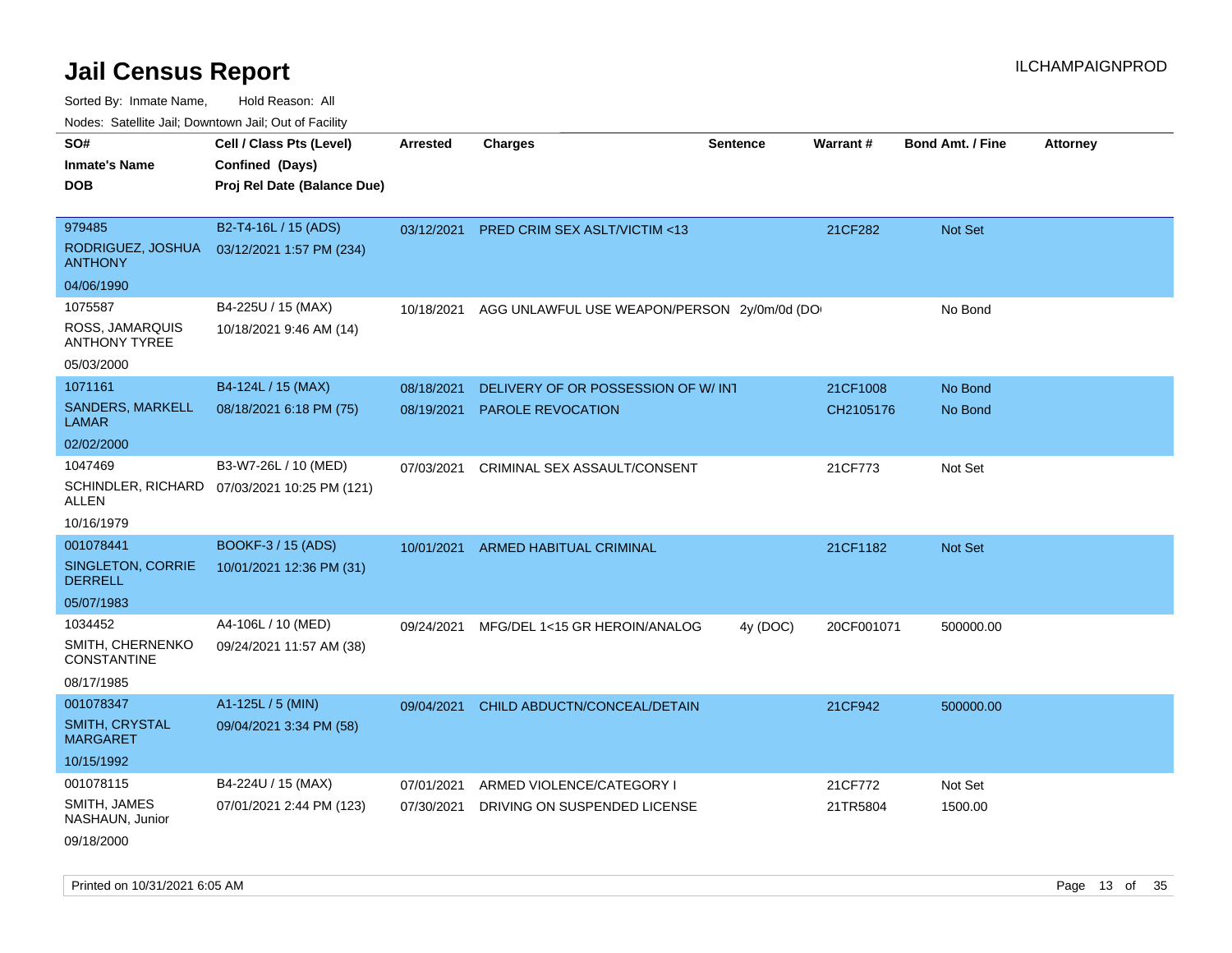# Jail Census Report

ILCHAMPAIGNPROD

Sorted By: Inmate Name, Hold Reason: All

Nodes: Satellite Jail; Downtown Jail; Out of Facility

| SO# / Inmate's Name / DOB | Cell / Class Pts (Level) / Confined (Days) / Proj Rel Date (Balance Due) | Arrested | Charges | Sentence | Warrant # | Bond Amt. / Fine | Attorney |
|---|---|---|---|---|---|---|---|
| 979485 RODRIGUEZ, JOSHUA ANTHONY 04/06/1990 | B2-T4-16L / 15 (ADS) 03/12/2021 1:57 PM (234) | 03/12/2021 | PRED CRIM SEX ASLT/VICTIM <13 | | 21CF282 | Not Set | |
| 1075587 ROSS, JAMARQUIS ANTHONY TYREE 05/03/2000 | B4-225U / 15 (MAX) 10/18/2021 9:46 AM (14) | 10/18/2021 | AGG UNLAWFUL USE WEAPON/PERSON | 2y/0m/0d (DO | | No Bond | |
| 1071161 SANDERS, MARKELL LAMAR 02/02/2000 | B4-124L / 15 (MAX) 08/18/2021 6:18 PM (75) | 08/18/2021 | DELIVERY OF OR POSSESSION OF W/ INT | | 21CF1008 | No Bond | |
| | | 08/19/2021 | PAROLE REVOCATION | | CH2105176 | No Bond | |
| 1047469 SCHINDLER, RICHARD ALLEN 10/16/1979 | B3-W7-26L / 10 (MED) 07/03/2021 10:25 PM (121) | 07/03/2021 | CRIMINAL SEX ASSAULT/CONSENT | | 21CF773 | Not Set | |
| 001078441 SINGLETON, CORRIE DERRELL 05/07/1983 | BOOKF-3 / 15 (ADS) 10/01/2021 12:36 PM (31) | 10/01/2021 | ARMED HABITUAL CRIMINAL | | 21CF1182 | Not Set | |
| 1034452 SMITH, CHERNENKO CONSTANTINE 08/17/1985 | A4-106L / 10 (MED) 09/24/2021 11:57 AM (38) | 09/24/2021 | MFG/DEL 1<15 GR HEROIN/ANALOG | 4y (DOC) | 20CF001071 | 500000.00 | |
| 001078347 SMITH, CRYSTAL MARGARET 10/15/1992 | A1-125L / 5 (MIN) 09/04/2021 3:34 PM (58) | 09/04/2021 | CHILD ABDUCTN/CONCEAL/DETAIN | | 21CF942 | 500000.00 | |
| 001078115 SMITH, JAMES NASHAUN, Junior 09/18/2000 | B4-224U / 15 (MAX) 07/01/2021 2:44 PM (123) | 07/01/2021 | ARMED VIOLENCE/CATEGORY I | | 21CF772 | Not Set | |
| | | 07/30/2021 | DRIVING ON SUSPENDED LICENSE | | 21TR5804 | 1500.00 | |

Printed on 10/31/2021 6:05 AM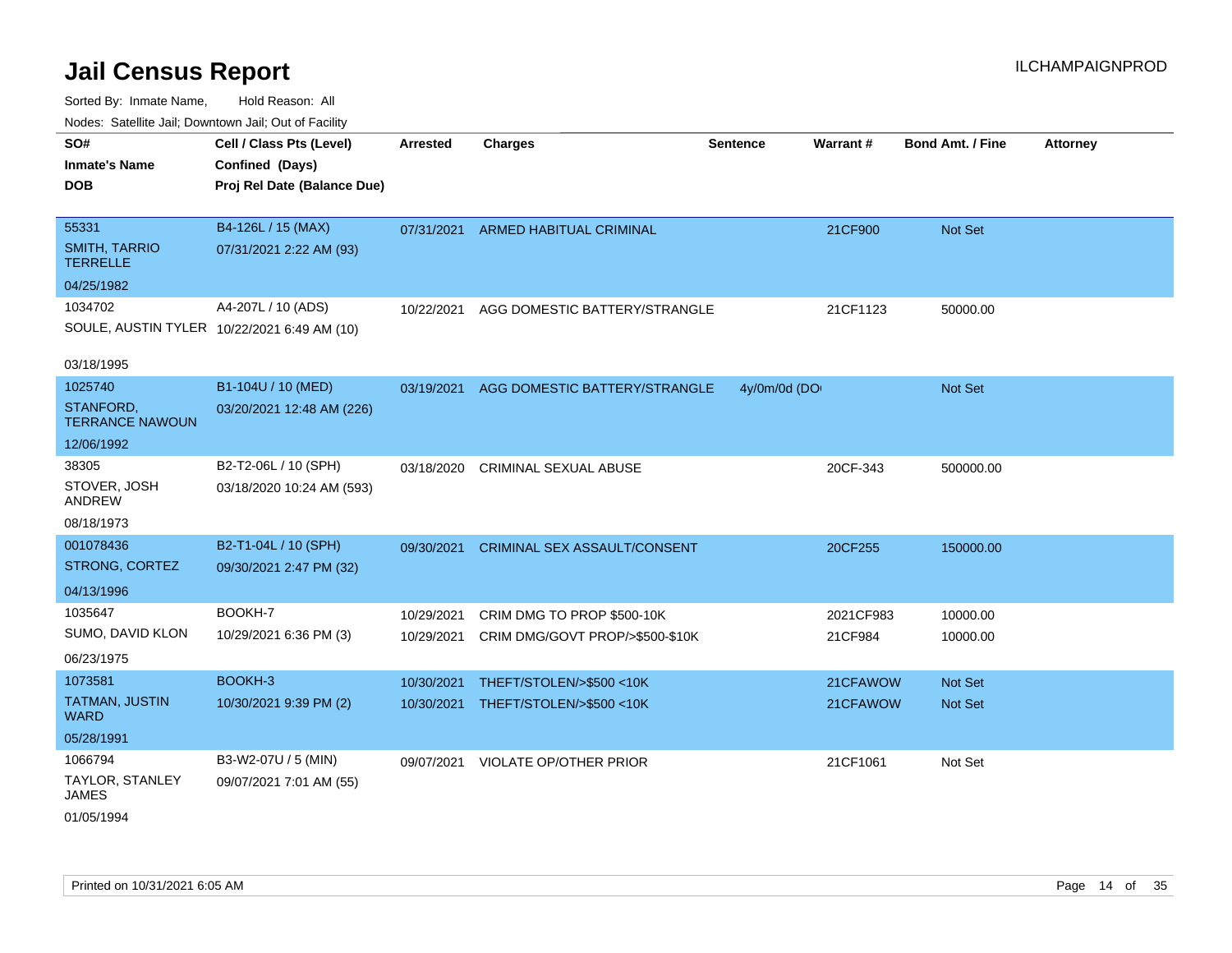# Jail Census Report

ILCHAMPAIGNPROD

Sorted By: Inmate Name, Hold Reason: All

Nodes: Satellite Jail; Downtown Jail; Out of Facility

| SO#<br>Inmate's Name<br>DOB | Cell / Class Pts (Level)<br>Confined (Days)<br>Proj Rel Date (Balance Due) | Arrested | Charges | Sentence | Warrant # | Bond Amt. / Fine | Attorney |
|---|---|---|---|---|---|---|---|
| 55331<br>SMITH, TARRIO TERRELLE<br>04/25/1982 | B4-126L / 15 (MAX)<br>07/31/2021 2:22 AM (93) | 07/31/2021 | ARMED HABITUAL CRIMINAL | | 21CF900 | Not Set | |
| 1034702<br>SOULE, AUSTIN TYLER<br>03/18/1995 | A4-207L / 10 (ADS)<br>10/22/2021 6:49 AM (10) | 10/22/2021 | AGG DOMESTIC BATTERY/STRANGLE | | 21CF1123 | 50000.00 | |
| 1025740<br>STANFORD, TERRANCE NAWOUN<br>12/06/1992 | B1-104U / 10 (MED)<br>03/20/2021 12:48 AM (226) | 03/19/2021 | AGG DOMESTIC BATTERY/STRANGLE | 4y/0m/0d (DO | | Not Set | |
| 38305<br>STOVER, JOSH ANDREW<br>08/18/1973 | B2-T2-06L / 10 (SPH)<br>03/18/2020 10:24 AM (593) | 03/18/2020 | CRIMINAL SEXUAL ABUSE | | 20CF-343 | 500000.00 | |
| 001078436<br>STRONG, CORTEZ<br>04/13/1996 | B2-T1-04L / 10 (SPH)<br>09/30/2021 2:47 PM (32) | 09/30/2021 | CRIMINAL SEX ASSAULT/CONSENT | | 20CF255 | 150000.00 | |
| 1035647<br>SUMO, DAVID KLON<br>06/23/1975 | BOOKH-7<br>10/29/2021 6:36 PM (3) | 10/29/2021<br>10/29/2021 | CRIM DMG TO PROP $500-10K<br>CRIM DMG/GOVT PROP/>$500-$10K | | 2021CF983<br>21CF984 | 10000.00<br>10000.00 | |
| 1073581<br>TATMAN, JUSTIN WARD<br>05/28/1991 | BOOKH-3<br>10/30/2021 9:39 PM (2) | 10/30/2021<br>10/30/2021 | THEFT/STOLEN/>$500 <10K<br>THEFT/STOLEN/>$500 <10K | | 21CFAWOW<br>21CFAWOW | Not Set<br>Not Set | |
| 1066794<br>TAYLOR, STANLEY JAMES<br>01/05/1994 | B3-W2-07U / 5 (MIN)<br>09/07/2021 7:01 AM (55) | 09/07/2021 | VIOLATE OP/OTHER PRIOR | | 21CF1061 | Not Set | |

Printed on 10/31/2021 6:05 AM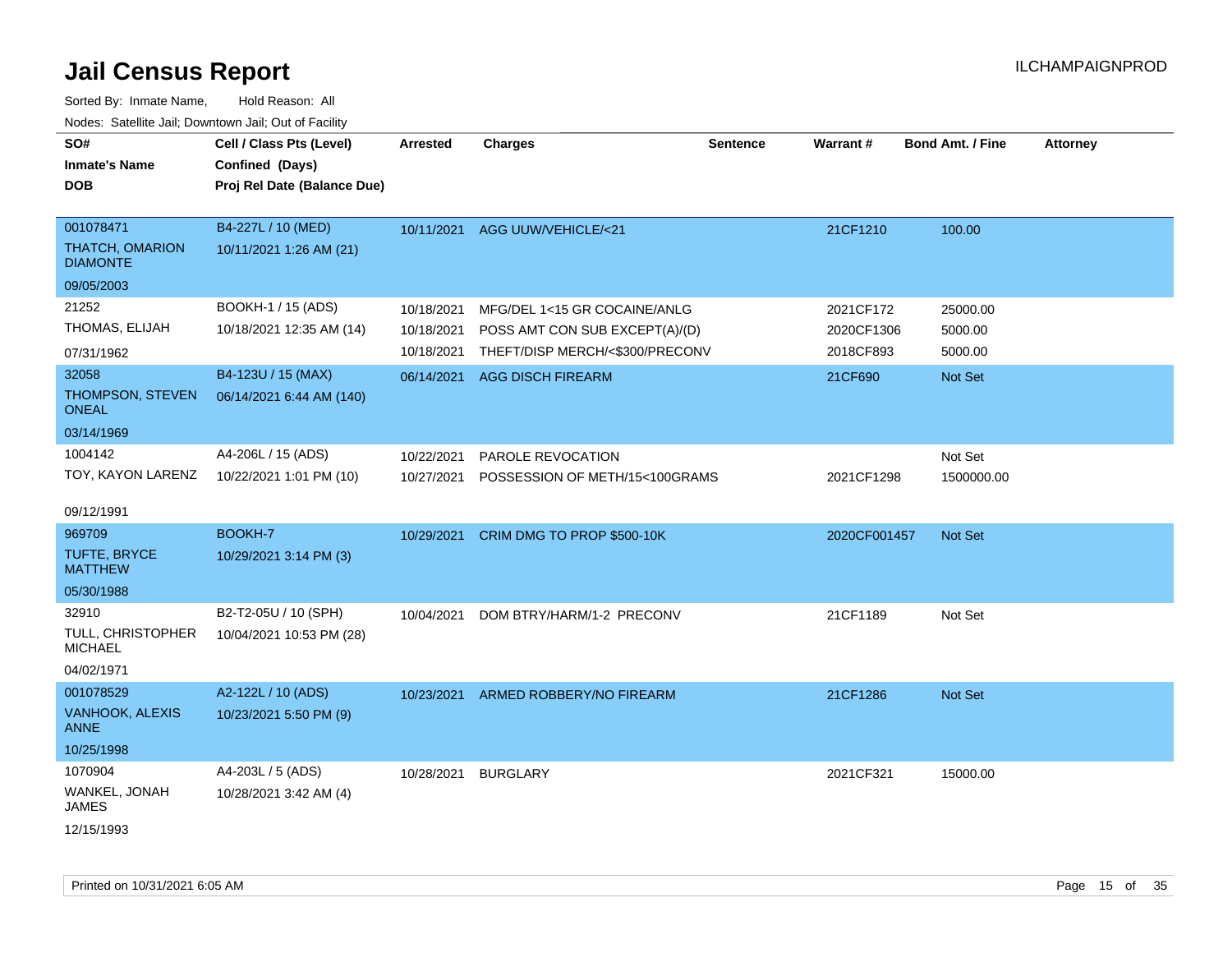# Jail Census Report

ILCHAMPAIGNPROD

Sorted By: Inmate Name, Hold Reason: All

Nodes: Satellite Jail; Downtown Jail; Out of Facility

| SO# / Inmate's Name / DOB | Cell / Class Pts (Level) / Confined (Days) / Proj Rel Date (Balance Due) | Arrested | Charges | Sentence | Warrant # | Bond Amt. / Fine | Attorney |
|---|---|---|---|---|---|---|---|
| 001078471<br>THATCH, OMARION DIAMONTE<br>09/05/2003 | B4-227L / 10 (MED)<br>10/11/2021 1:26 AM (21) | 10/11/2021 | AGG UUW/VEHICLE/<21 | | 21CF1210 | 100.00 | |
| 21252<br>THOMAS, ELIJAH<br>07/31/1962 | BOOKH-1 / 15 (ADS)<br>10/18/2021 12:35 AM (14) | 10/18/2021<br>10/18/2021<br>10/18/2021 | MFG/DEL 1<15 GR COCAINE/ANLG<br>POSS AMT CON SUB EXCEPT(A)/(D)<br>THEFT/DISP MERCH/<$300/PRECONV | | 2021CF172<br>2020CF1306<br>2018CF893 | 25000.00<br>5000.00<br>5000.00 | |
| 32058<br>THOMPSON, STEVEN ONEAL<br>03/14/1969 | B4-123U / 15 (MAX)<br>06/14/2021 6:44 AM (140) | 06/14/2021 | AGG DISCH FIREARM | | 21CF690 | Not Set | |
| 1004142<br>TOY, KAYON LARENZ<br>09/12/1991 | A4-206L / 15 (ADS)<br>10/22/2021 1:01 PM (10) | 10/22/2021<br>10/27/2021 | PAROLE REVOCATION<br>POSSESSION OF METH/15<100GRAMS | | <br>2021CF1298 | Not Set<br>1500000.00 | |
| 969709<br>TUFTE, BRYCE MATTHEW<br>05/30/1988 | BOOKH-7<br>10/29/2021 3:14 PM (3) | 10/29/2021 | CRIM DMG TO PROP $500-10K | | 2020CF001457 | Not Set | |
| 32910<br>TULL, CHRISTOPHER MICHAEL<br>04/02/1971 | B2-T2-05U / 10 (SPH)<br>10/04/2021 10:53 PM (28) | 10/04/2021 | DOM BTRY/HARM/1-2 PRECONV | | 21CF1189 | Not Set | |
| 001078529<br>VANHOOK, ALEXIS ANNE<br>10/25/1998 | A2-122L / 10 (ADS)<br>10/23/2021 5:50 PM (9) | 10/23/2021 | ARMED ROBBERY/NO FIREARM | | 21CF1286 | Not Set | |
| 1070904<br>WANKEL, JONAH JAMES<br>12/15/1993 | A4-203L / 5 (ADS)<br>10/28/2021 3:42 AM (4) | 10/28/2021 | BURGLARY | | 2021CF321 | 15000.00 | |

Printed on 10/31/2021 6:05 AM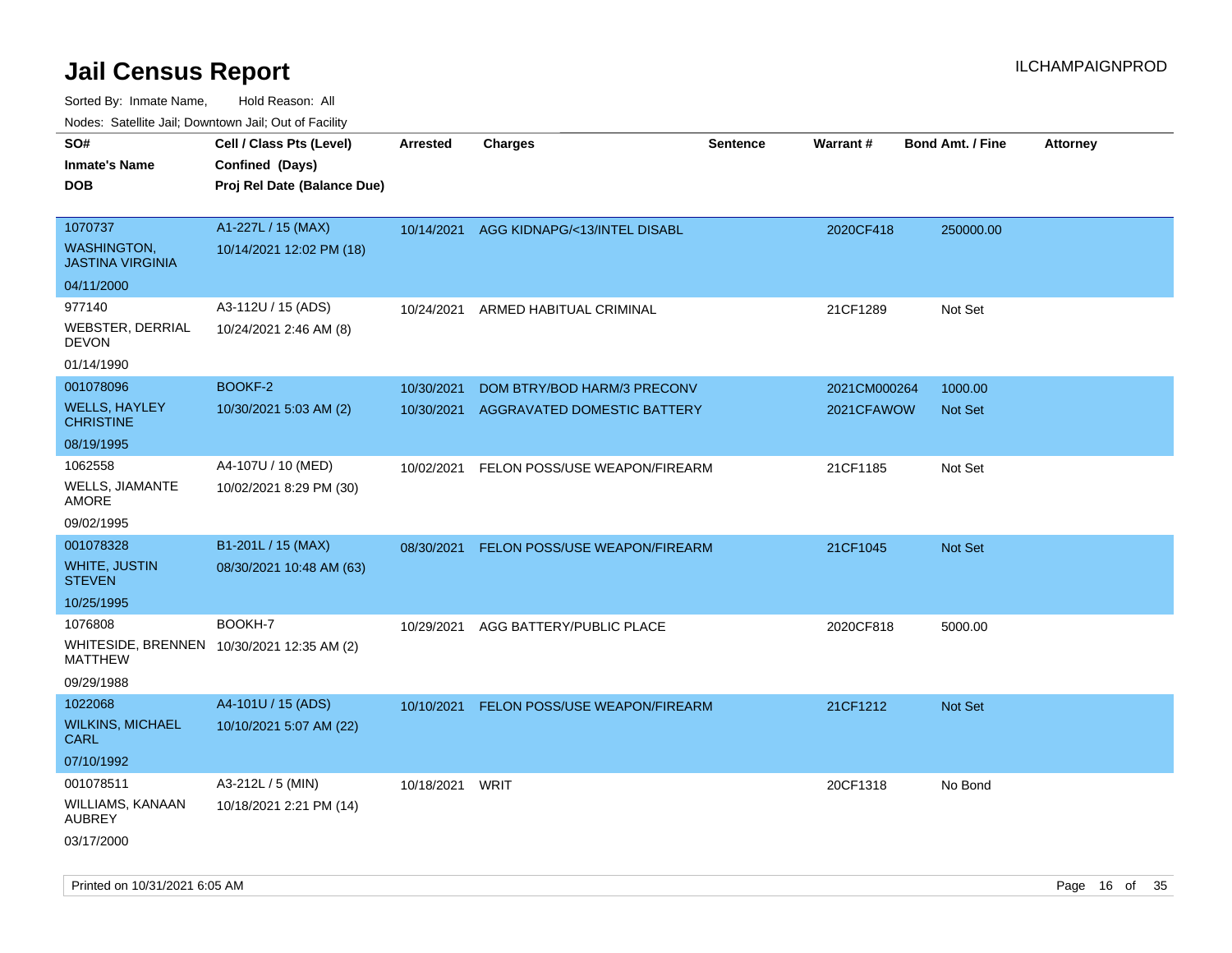# Jail Census Report

ILCHAMPAIGNPROD

Sorted By: Inmate Name, Hold Reason: All

Nodes: Satellite Jail; Downtown Jail; Out of Facility

| SO# / Inmate's Name / DOB | Cell / Class Pts (Level) / Confined (Days) / Proj Rel Date (Balance Due) | Arrested | Charges | Sentence | Warrant # | Bond Amt. / Fine | Attorney |
|---|---|---|---|---|---|---|---|
| 1070737<br>WASHINGTON, JASTINA VIRGINIA<br>04/11/2000 | A1-227L / 15 (MAX)<br>10/14/2021 12:02 PM (18) | 10/14/2021 | AGG KIDNAPG/<13/INTEL DISABL | | 2020CF418 | 250000.00 | |
| 977140<br>WEBSTER, DERRIAL DEVON<br>01/14/1990 | A3-112U / 15 (ADS)<br>10/24/2021 2:46 AM (8) | 10/24/2021 | ARMED HABITUAL CRIMINAL | | 21CF1289 | Not Set | |
| 001078096<br>WELLS, HAYLEY CHRISTINE<br>08/19/1995 | BOOKF-2<br>10/30/2021 5:03 AM (2) | 10/30/2021<br>10/30/2021 | DOM BTRY/BOD HARM/3 PRECONV<br>AGGRAVATED DOMESTIC BATTERY | | 2021CM000264<br>2021CFAWOW | 1000.00<br>Not Set | |
| 1062558<br>WELLS, JIAMANTE AMORE<br>09/02/1995 | A4-107U / 10 (MED)<br>10/02/2021 8:29 PM (30) | 10/02/2021 | FELON POSS/USE WEAPON/FIREARM | | 21CF1185 | Not Set | |
| 001078328<br>WHITE, JUSTIN STEVEN<br>10/25/1995 | B1-201L / 15 (MAX)<br>08/30/2021 10:48 AM (63) | 08/30/2021 | FELON POSS/USE WEAPON/FIREARM | | 21CF1045 | Not Set | |
| 1076808<br>WHITESIDE, BRENNEN MATTHEW<br>09/29/1988 | BOOKH-7<br>10/30/2021 12:35 AM (2) | 10/29/2021 | AGG BATTERY/PUBLIC PLACE | | 2020CF818 | 5000.00 | |
| 1022068<br>WILKINS, MICHAEL CARL<br>07/10/1992 | A4-101U / 15 (ADS)<br>10/10/2021 5:07 AM (22) | 10/10/2021 | FELON POSS/USE WEAPON/FIREARM | | 21CF1212 | Not Set | |
| 001078511<br>WILLIAMS, KANAAN AUBREY<br>03/17/2000 | A3-212L / 5 (MIN)<br>10/18/2021 2:21 PM (14) | 10/18/2021 | WRIT | | 20CF1318 | No Bond | |

Printed on 10/31/2021 6:05 AM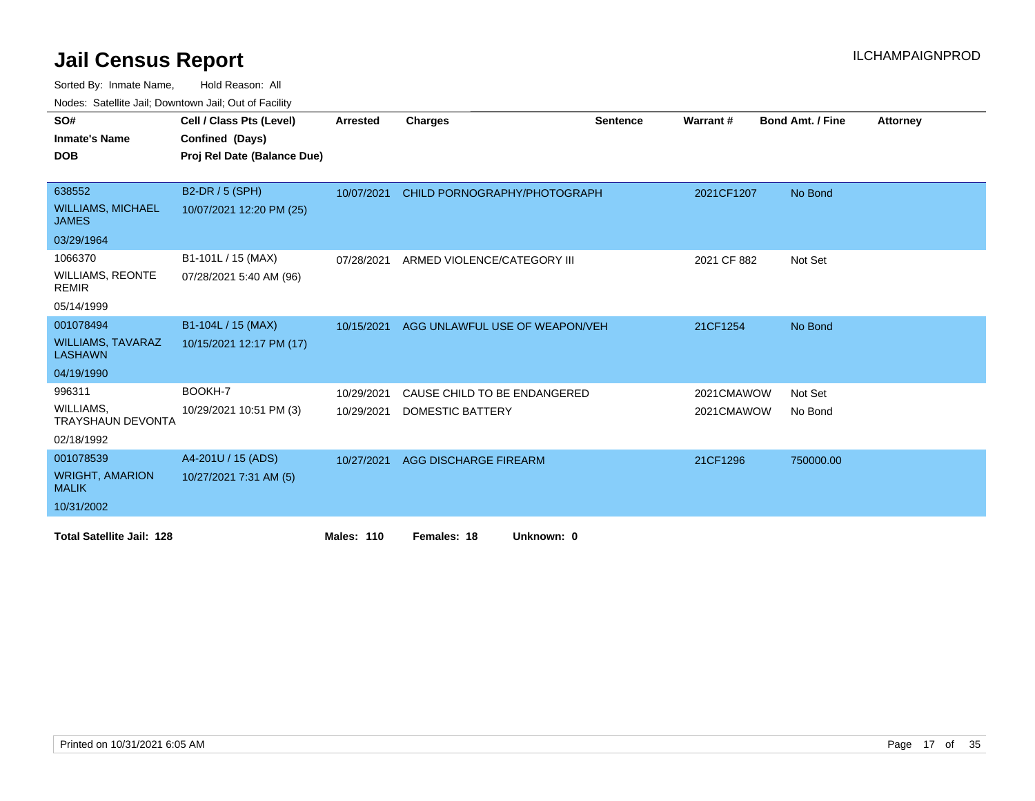# Jail Census Report

ILCHAMPAIGNPROD

Sorted By: Inmate Name, Hold Reason: All

Nodes: Satellite Jail; Downtown Jail; Out of Facility

| SO# / Inmate's Name / DOB | Cell / Class Pts (Level) / Confined (Days) / Proj Rel Date (Balance Due) | Arrested | Charges | Sentence | Warrant # | Bond Amt. / Fine | Attorney |
|---|---|---|---|---|---|---|---|
| 638552 WILLIAMS, MICHAEL JAMES 03/29/1964 | B2-DR / 5 (SPH) 10/07/2021 12:20 PM (25) | 10/07/2021 | CHILD PORNOGRAPHY/PHOTOGRAPH | | 2021CF1207 | No Bond | |
| 1066370 WILLIAMS, REONTE REMIR 05/14/1999 | B1-101L / 15 (MAX) 07/28/2021 5:40 AM (96) | 07/28/2021 | ARMED VIOLENCE/CATEGORY III | | 2021 CF 882 | Not Set | |
| 001078494 WILLIAMS, TAVARAZ LASHAWN 04/19/1990 | B1-104L / 15 (MAX) 10/15/2021 12:17 PM (17) | 10/15/2021 | AGG UNLAWFUL USE OF WEAPON/VEH | | 21CF1254 | No Bond | |
| 996311 WILLIAMS, TRAYSHAUN DEVONTA 02/18/1992 | BOOKH-7 10/29/2021 10:51 PM (3) | 10/29/2021 | CAUSE CHILD TO BE ENDANGERED | | 2021CMAWOW | Not Set | |
| | | 10/29/2021 | DOMESTIC BATTERY | | 2021CMAWOW | No Bond | |
| 001078539 WRIGHT, AMARION MALIK 10/31/2002 | A4-201U / 15 (ADS) 10/27/2021 7:31 AM (5) | 10/27/2021 | AGG DISCHARGE FIREARM | | 21CF1296 | 750000.00 | |

**Total Satellite Jail: 128** **Males: 110** **Females: 18** **Unknown: 0**

Printed on 10/31/2021 6:05 AM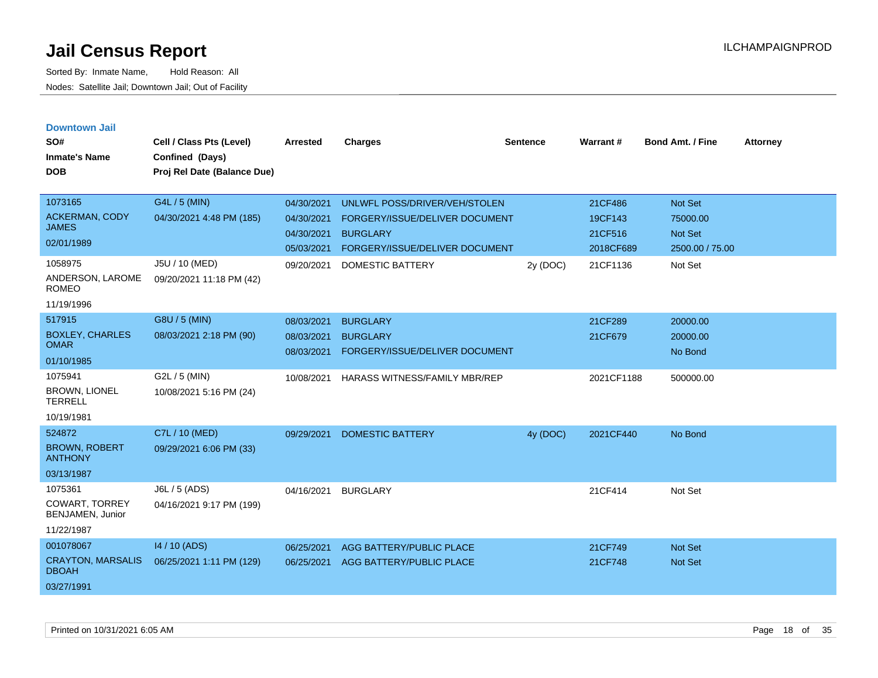# Jail Census Report

Sorted By: Inmate Name, Hold Reason: All

Nodes: Satellite Jail; Downtown Jail; Out of Facility

ILCHAMPAIGNPROD

## Downtown Jail

| SO# / Inmate's Name / DOB | Cell / Class Pts (Level) / Confined (Days) / Proj Rel Date (Balance Due) | Arrested | Charges | Sentence | Warrant # | Bond Amt. / Fine | Attorney |
|---|---|---|---|---|---|---|---|
| 1073165 ACKERMAN, CODY JAMES 02/01/1989 | G4L / 5 (MIN) 04/30/2021 4:48 PM (185) | 04/30/2021 | UNLWFL POSS/DRIVER/VEH/STOLEN | | 21CF486 | Not Set | |
| | | 04/30/2021 | FORGERY/ISSUE/DELIVER DOCUMENT | | 19CF143 | 75000.00 | |
| | | 04/30/2021 | BURGLARY | | 21CF516 | Not Set | |
| | | 05/03/2021 | FORGERY/ISSUE/DELIVER DOCUMENT | | 2018CF689 | 2500.00 / 75.00 | |
| 1058975 ANDERSON, LAROME ROMEO 11/19/1996 | J5U / 10 (MED) 09/20/2021 11:18 PM (42) | 09/20/2021 | DOMESTIC BATTERY | 2y (DOC) | 21CF1136 | Not Set | |
| 517915 BOXLEY, CHARLES OMAR 01/10/1985 | G8U / 5 (MIN) 08/03/2021 2:18 PM (90) | 08/03/2021 | BURGLARY | | 21CF289 | 20000.00 | |
| | | 08/03/2021 | BURGLARY | | 21CF679 | 20000.00 | |
| | | 08/03/2021 | FORGERY/ISSUE/DELIVER DOCUMENT | | | No Bond | |
| 1075941 BROWN, LIONEL TERRELL 10/19/1981 | G2L / 5 (MIN) 10/08/2021 5:16 PM (24) | 10/08/2021 | HARASS WITNESS/FAMILY MBR/REP | | 2021CF1188 | 500000.00 | |
| 524872 BROWN, ROBERT ANTHONY 03/13/1987 | C7L / 10 (MED) 09/29/2021 6:06 PM (33) | 09/29/2021 | DOMESTIC BATTERY | 4y (DOC) | 2021CF440 | No Bond | |
| 1075361 COWART, TORREY BENJAMEN, Junior 11/22/1987 | J6L / 5 (ADS) 04/16/2021 9:17 PM (199) | 04/16/2021 | BURGLARY | | 21CF414 | Not Set | |
| 001078067 CRAYTON, MARSALIS DBOAH 03/27/1991 | I4 / 10 (ADS) 06/25/2021 1:11 PM (129) | 06/25/2021 | AGG BATTERY/PUBLIC PLACE | | 21CF749 | Not Set | |
| | | 06/25/2021 | AGG BATTERY/PUBLIC PLACE | | 21CF748 | Not Set | |

Printed on 10/31/2021 6:05 AM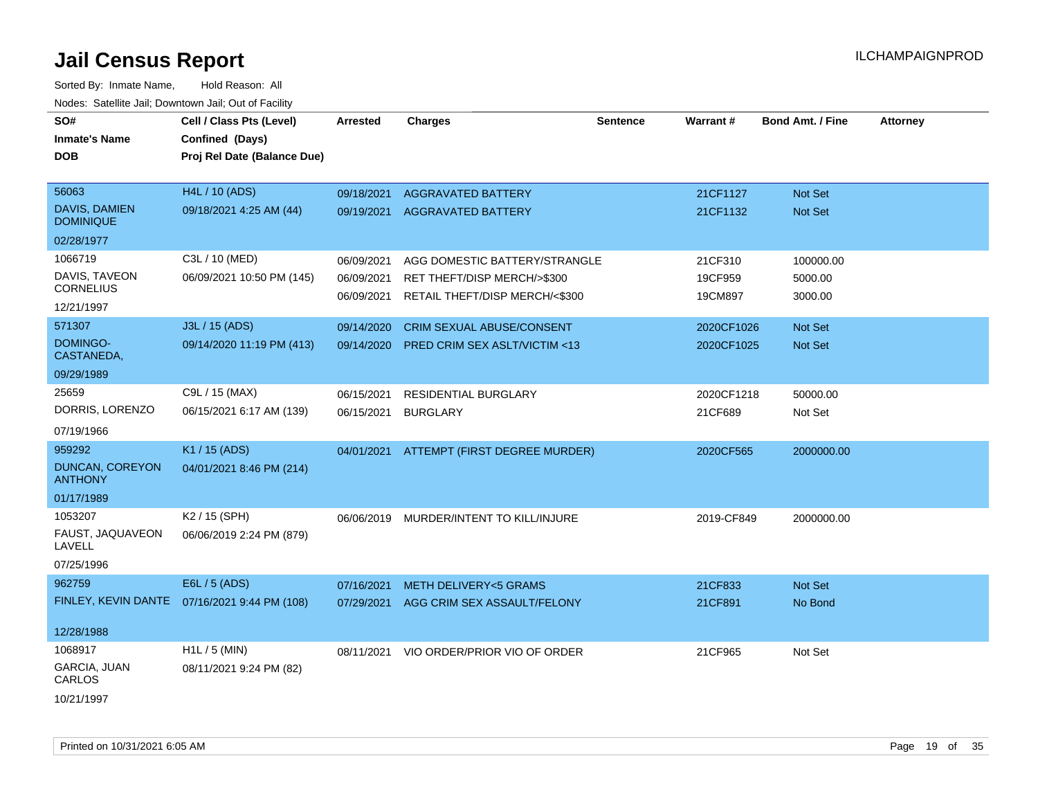# Jail Census Report

ILCHAMPAIGNPROD

Sorted By: Inmate Name, Hold Reason: All

Nodes: Satellite Jail; Downtown Jail; Out of Facility

| SO# / Inmate's Name / DOB | Cell / Class Pts (Level) / Confined (Days) / Proj Rel Date (Balance Due) | Arrested | Charges | Sentence | Warrant # | Bond Amt. / Fine | Attorney |
|---|---|---|---|---|---|---|---|
| 56063<br>DAVIS, DAMIEN DOMINIQUE<br>02/28/1977 | H4L / 10 (ADS)<br>09/18/2021 4:25 AM (44) | 09/18/2021<br>09/19/2021 | AGGRAVATED BATTERY<br>AGGRAVATED BATTERY | | 21CF1127<br>21CF1132 | Not Set<br>Not Set | |
| 1066719<br>DAVIS, TAVEON CORNELIUS<br>12/21/1997 | C3L / 10 (MED)<br>06/09/2021 10:50 PM (145) | 06/09/2021<br>06/09/2021<br>06/09/2021 | AGG DOMESTIC BATTERY/STRANGLE<br>RET THEFT/DISP MERCH/>$300<br>RETAIL THEFT/DISP MERCH/<$300 | | 21CF310<br>19CF959<br>19CM897 | 100000.00<br>5000.00<br>3000.00 | |
| 571307<br>DOMINGO-CASTANEDA,<br>09/29/1989 | J3L / 15 (ADS)<br>09/14/2020 11:19 PM (413) | 09/14/2020<br>09/14/2020 | CRIM SEXUAL ABUSE/CONSENT<br>PRED CRIM SEX ASLT/VICTIM <13 | | 2020CF1026<br>2020CF1025 | Not Set<br>Not Set | |
| 25659<br>DORRIS, LORENZO<br>07/19/1966 | C9L / 15 (MAX)<br>06/15/2021 6:17 AM (139) | 06/15/2021<br>06/15/2021 | RESIDENTIAL BURGLARY<br>BURGLARY | | 2020CF1218<br>21CF689 | 50000.00<br>Not Set | |
| 959292<br>DUNCAN, COREYON ANTHONY<br>01/17/1989 | K1 / 15 (ADS)<br>04/01/2021 8:46 PM (214) | 04/01/2021 | ATTEMPT (FIRST DEGREE MURDER) | | 2020CF565 | 2000000.00 | |
| 1053207<br>FAUST, JAQUAVEON LAVELL<br>07/25/1996 | K2 / 15 (SPH)<br>06/06/2019 2:24 PM (879) | 06/06/2019 | MURDER/INTENT TO KILL/INJURE | | 2019-CF849 | 2000000.00 | |
| 962759<br>FINLEY, KEVIN DANTE<br>12/28/1988 | E6L / 5 (ADS)<br>07/16/2021 9:44 PM (108) | 07/16/2021<br>07/29/2021 | METH DELIVERY<5 GRAMS<br>AGG CRIM SEX ASSAULT/FELONY | | 21CF833<br>21CF891 | Not Set<br>No Bond | |
| 1068917<br>GARCIA, JUAN CARLOS<br>10/21/1997 | H1L / 5 (MIN)<br>08/11/2021 9:24 PM (82) | 08/11/2021 | VIO ORDER/PRIOR VIO OF ORDER | | 21CF965 | Not Set | |

Printed on 10/31/2021 6:05 AM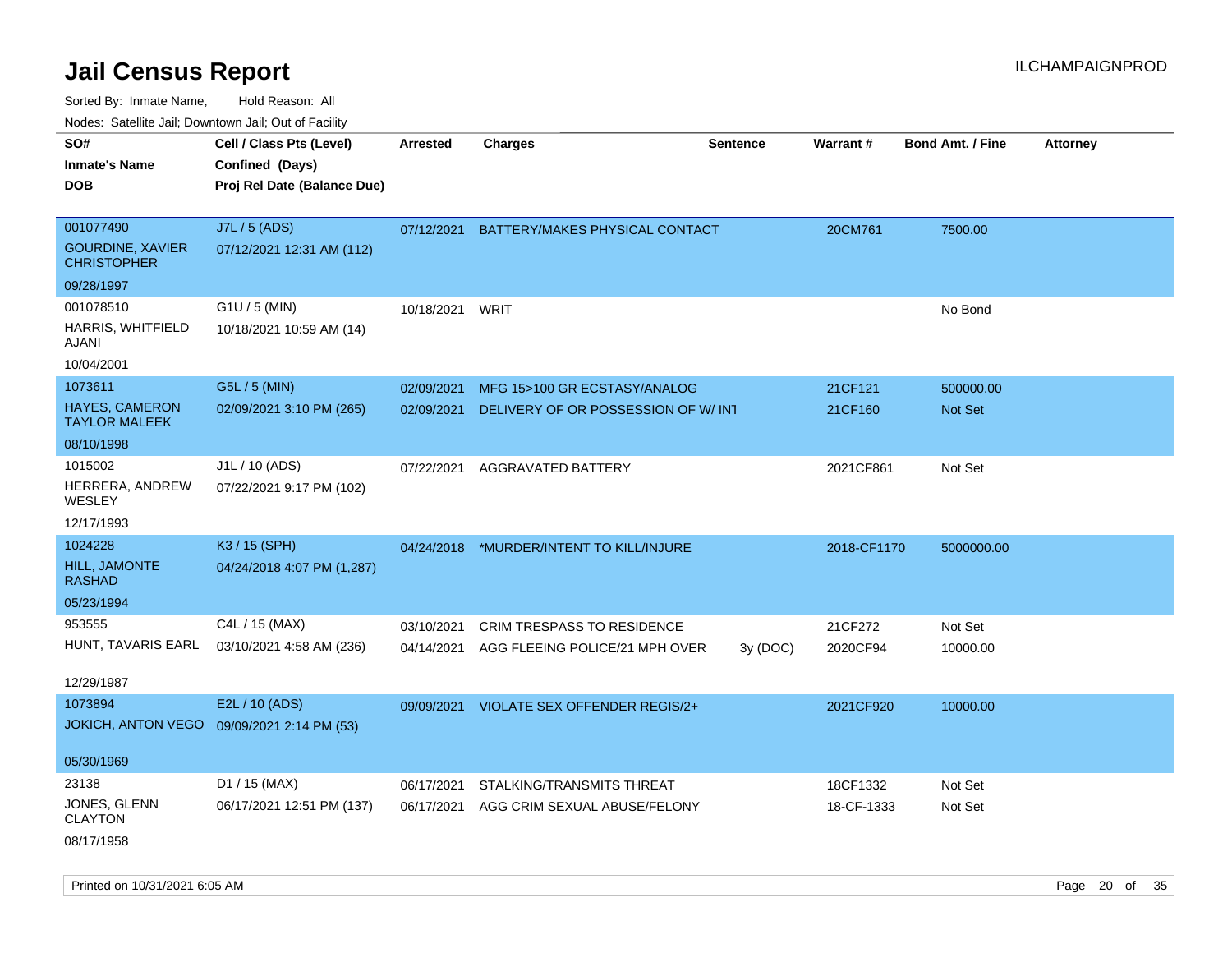# Jail Census Report

ILCHAMPAIGNPROD

Sorted By: Inmate Name, Hold Reason: All

Nodes: Satellite Jail; Downtown Jail; Out of Facility

| SO# / Inmate's Name / DOB | Cell / Class Pts (Level) / Confined (Days) / Proj Rel Date (Balance Due) | Arrested | Charges | Sentence | Warrant # | Bond Amt. / Fine | Attorney |
|---|---|---|---|---|---|---|---|
| 001077490 GOURDINE, XAVIER CHRISTOPHER 09/28/1997 | J7L / 5 (ADS) 07/12/2021 12:31 AM (112) | 07/12/2021 | BATTERY/MAKES PHYSICAL CONTACT | | 20CM761 | 7500.00 | |
| 001078510 HARRIS, WHITFIELD AJANI 10/04/2001 | G1U / 5 (MIN) 10/18/2021 10:59 AM (14) | 10/18/2021 | WRIT | | | No Bond | |
| 1073611 HAYES, CAMERON TAYLOR MALEEK 08/10/1998 | G5L / 5 (MIN) 02/09/2021 3:10 PM (265) | 02/09/2021 | MFG 15>100 GR ECSTASY/ANALOG | | 21CF121 | 500000.00 | |
| | | 02/09/2021 | DELIVERY OF OR POSSESSION OF W/ INT | | 21CF160 | Not Set | |
| 1015002 HERRERA, ANDREW WESLEY 12/17/1993 | J1L / 10 (ADS) 07/22/2021 9:17 PM (102) | 07/22/2021 | AGGRAVATED BATTERY | | 2021CF861 | Not Set | |
| 1024228 HILL, JAMONTE RASHAD 05/23/1994 | K3 / 15 (SPH) 04/24/2018 4:07 PM (1,287) | 04/24/2018 | *MURDER/INTENT TO KILL/INJURE | | 2018-CF1170 | 5000000.00 | |
| 953555 HUNT, TAVARIS EARL 12/29/1987 | C4L / 15 (MAX) 03/10/2021 4:58 AM (236) | 03/10/2021 | CRIM TRESPASS TO RESIDENCE | | 21CF272 | Not Set | |
| | | 04/14/2021 | AGG FLEEING POLICE/21 MPH OVER | 3y (DOC) | 2020CF94 | 10000.00 | |
| 1073894 JOKICH, ANTON VEGO 05/30/1969 | E2L / 10 (ADS) 09/09/2021 2:14 PM (53) | 09/09/2021 | VIOLATE SEX OFFENDER REGIS/2+ | | 2021CF920 | 10000.00 | |
| 23138 JONES, GLENN CLAYTON 08/17/1958 | D1 / 15 (MAX) 06/17/2021 12:51 PM (137) | 06/17/2021 | STALKING/TRANSMITS THREAT | | 18CF1332 | Not Set | |
| | | 06/17/2021 | AGG CRIM SEXUAL ABUSE/FELONY | | 18-CF-1333 | Not Set | |

Printed on 10/31/2021 6:05 AM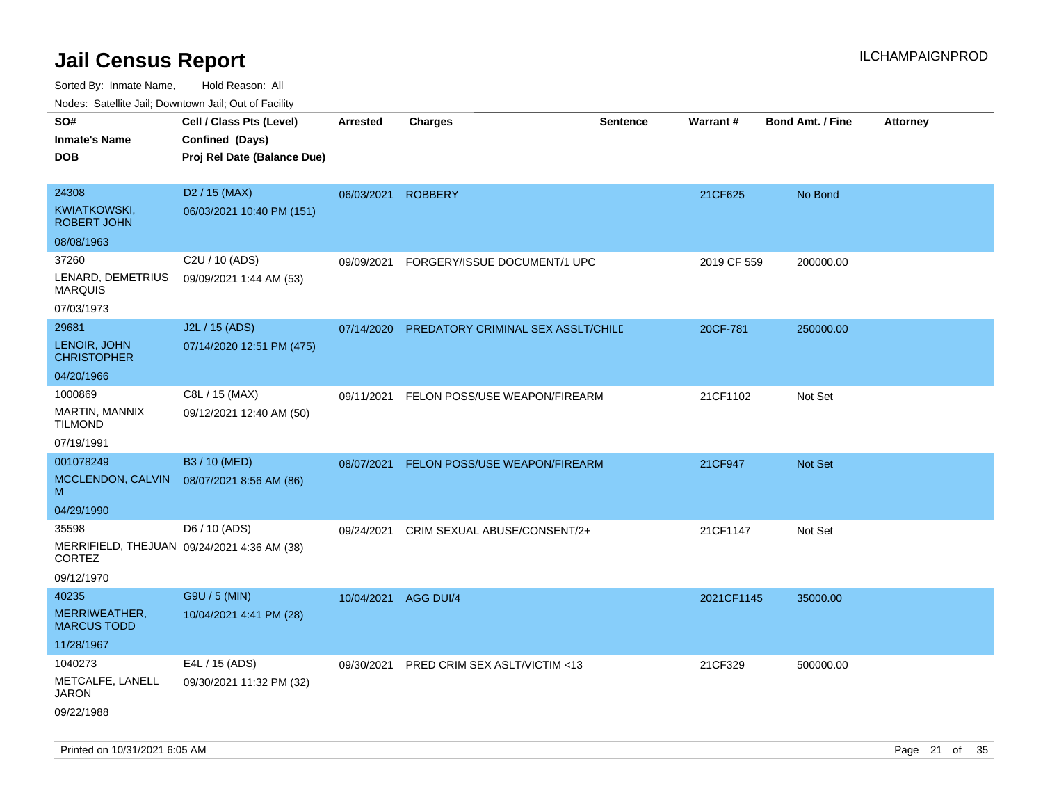# Jail Census Report

Sorted By: Inmate Name, Hold Reason: All

Nodes: Satellite Jail; Downtown Jail; Out of Facility

| SO# / Inmate's Name / DOB | Cell / Class Pts (Level) / Confined (Days) / Proj Rel Date (Balance Due) | Arrested | Charges | Sentence | Warrant # | Bond Amt. / Fine | Attorney |
|---|---|---|---|---|---|---|---|
| 24308<br>KWIATKOWSKI, ROBERT JOHN<br>08/08/1963 | D2 / 15 (MAX)<br>06/03/2021 10:40 PM (151) | 06/03/2021 | ROBBERY | | 21CF625 | No Bond | |
| 37260<br>LENARD, DEMETRIUS MARQUIS<br>07/03/1973 | C2U / 10 (ADS)<br>09/09/2021 1:44 AM (53) | 09/09/2021 | FORGERY/ISSUE DOCUMENT/1 UPC | | 2019 CF 559 | 200000.00 | |
| 29681<br>LENOIR, JOHN CHRISTOPHER<br>04/20/1966 | J2L / 15 (ADS)<br>07/14/2020 12:51 PM (475) | 07/14/2020 | PREDATORY CRIMINAL SEX ASSLT/CHILD | | 20CF-781 | 250000.00 | |
| 1000869<br>MARTIN, MANNIX TILMOND<br>07/19/1991 | C8L / 15 (MAX)<br>09/12/2021 12:40 AM (50) | 09/11/2021 | FELON POSS/USE WEAPON/FIREARM | | 21CF1102 | Not Set | |
| 001078249<br>MCCLENDON, CALVIN M<br>04/29/1990 | B3 / 10 (MED)<br>08/07/2021 8:56 AM (86) | 08/07/2021 | FELON POSS/USE WEAPON/FIREARM | | 21CF947 | Not Set | |
| 35598<br>MERRIFIELD, THEJUAN CORTEZ<br>09/12/1970 | D6 / 10 (ADS)<br>09/24/2021 4:36 AM (38) | 09/24/2021 | CRIM SEXUAL ABUSE/CONSENT/2+ | | 21CF1147 | Not Set | |
| 40235<br>MERRIWEATHER, MARCUS TODD<br>11/28/1967 | G9U / 5 (MIN)<br>10/04/2021 4:41 PM (28) | 10/04/2021 | AGG DUI/4 | | 2021CF1145 | 35000.00 | |
| 1040273<br>METCALFE, LANELL JARON<br>09/22/1988 | E4L / 15 (ADS)<br>09/30/2021 11:32 PM (32) | 09/30/2021 | PRED CRIM SEX ASLT/VICTIM <13 | | 21CF329 | 500000.00 | |

Printed on 10/31/2021 6:05 AM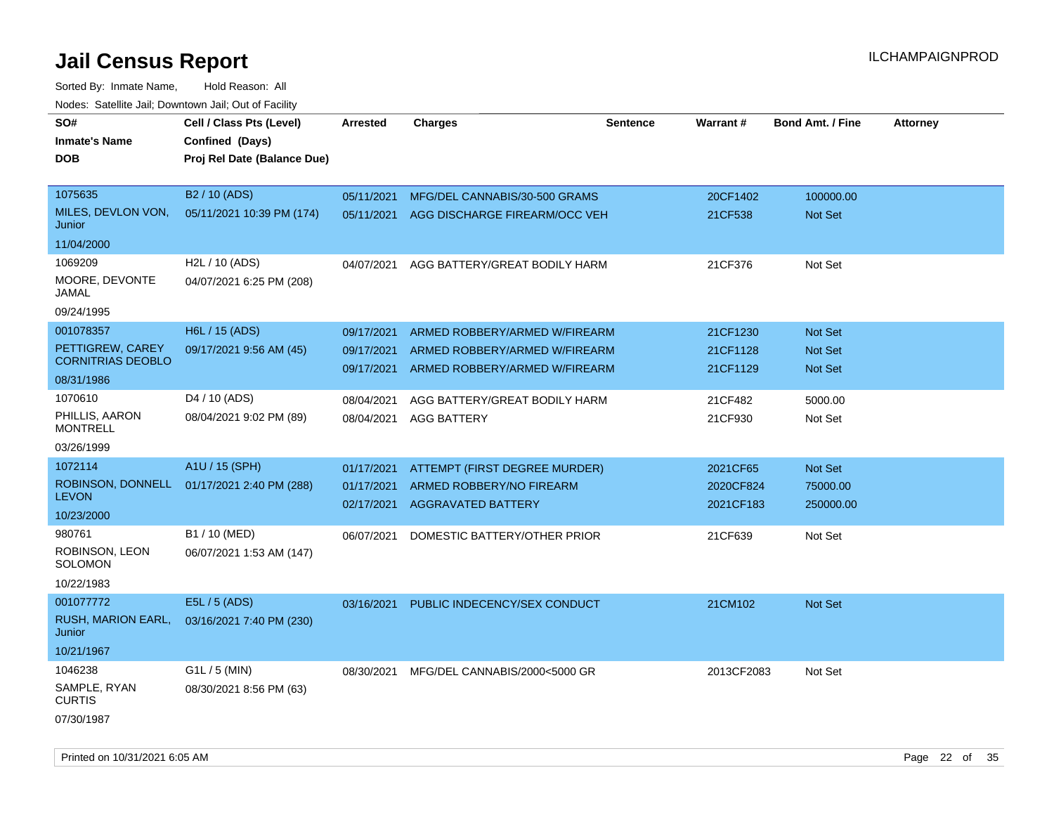# Jail Census Report

ILCHAMPAIGNPROD

Sorted By: Inmate Name, Hold Reason: All

Nodes: Satellite Jail; Downtown Jail; Out of Facility

| SO# / Inmate's Name / DOB | Cell / Class Pts (Level) / Confined (Days) / Proj Rel Date (Balance Due) | Arrested | Charges | Sentence | Warrant # | Bond Amt. / Fine | Attorney |
|---|---|---|---|---|---|---|---|
| 1075635<br>MILES, DEVLON VON, Junior<br>11/04/2000 | B2 / 10 (ADS)<br>05/11/2021 10:39 PM (174) | 05/11/2021<br>05/11/2021 | MFG/DEL CANNABIS/30-500 GRAMS<br>AGG DISCHARGE FIREARM/OCC VEH | | 20CF1402<br>21CF538 | 100000.00<br>Not Set | |
| 1069209<br>MOORE, DEVONTE JAMAL<br>09/24/1995 | H2L / 10 (ADS)<br>04/07/2021 6:25 PM (208) | 04/07/2021 | AGG BATTERY/GREAT BODILY HARM | | 21CF376 | Not Set | |
| 001078357<br>PETTIGREW, CAREY CORNITRIAS DEOBLO<br>08/31/1986 | H6L / 15 (ADS)<br>09/17/2021 9:56 AM (45) | 09/17/2021<br>09/17/2021<br>09/17/2021 | ARMED ROBBERY/ARMED W/FIREARM<br>ARMED ROBBERY/ARMED W/FIREARM<br>ARMED ROBBERY/ARMED W/FIREARM | | 21CF1230<br>21CF1128<br>21CF1129 | Not Set<br>Not Set<br>Not Set | |
| 1070610<br>PHILLIS, AARON MONTRELL<br>03/26/1999 | D4 / 10 (ADS)<br>08/04/2021 9:02 PM (89) | 08/04/2021<br>08/04/2021 | AGG BATTERY/GREAT BODILY HARM<br>AGG BATTERY | | 21CF482<br>21CF930 | 5000.00<br>Not Set | |
| 1072114<br>ROBINSON, DONNELL LEVON<br>10/23/2000 | A1U / 15 (SPH)<br>01/17/2021 2:40 PM (288) | 01/17/2021<br>01/17/2021<br>02/17/2021 | ATTEMPT (FIRST DEGREE MURDER)<br>ARMED ROBBERY/NO FIREARM<br>AGGRAVATED BATTERY | | 2021CF65<br>2020CF824<br>2021CF183 | Not Set<br>75000.00<br>250000.00 | |
| 980761<br>ROBINSON, LEON SOLOMON<br>10/22/1983 | B1 / 10 (MED)<br>06/07/2021 1:53 AM (147) | 06/07/2021 | DOMESTIC BATTERY/OTHER PRIOR | | 21CF639 | Not Set | |
| 001077772<br>RUSH, MARION EARL, Junior<br>10/21/1967 | E5L / 5 (ADS)<br>03/16/2021 7:40 PM (230) | 03/16/2021 | PUBLIC INDECENCY/SEX CONDUCT | | 21CM102 | Not Set | |
| 1046238<br>SAMPLE, RYAN CURTIS<br>07/30/1987 | G1L / 5 (MIN)<br>08/30/2021 8:56 PM (63) | 08/30/2021 | MFG/DEL CANNABIS/2000<5000 GR | | 2013CF2083 | Not Set | |

Printed on 10/31/2021 6:05 AM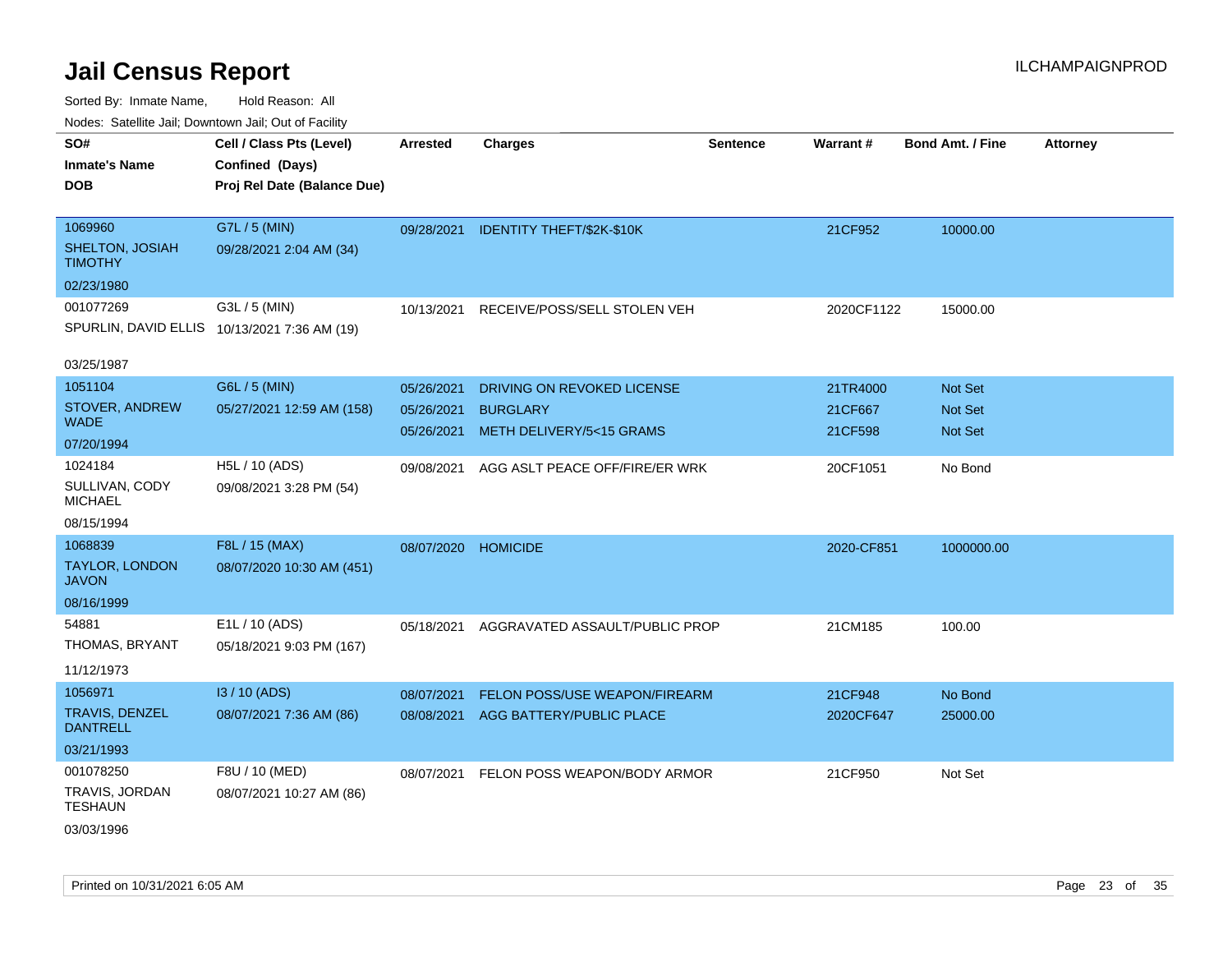# Jail Census Report

ILCHAMPAIGNPROD

Sorted By: Inmate Name, Hold Reason: All

Nodes: Satellite Jail; Downtown Jail; Out of Facility

| SO# / Inmate's Name / DOB | Cell / Class Pts (Level) / Confined (Days) / Proj Rel Date (Balance Due) | Arrested | Charges | Sentence | Warrant # | Bond Amt. / Fine | Attorney |
|---|---|---|---|---|---|---|---|
| 1069960<br>SHELTON, JOSIAH TIMOTHY<br>02/23/1980 | G7L / 5 (MIN)<br>09/28/2021 2:04 AM (34) | 09/28/2021 | IDENTITY THEFT/$2K-$10K | | 21CF952 | 10000.00 | |
| 001077269<br>SPURLIN, DAVID ELLIS<br>03/25/1987 | G3L / 5 (MIN)<br>10/13/2021 7:36 AM (19) | 10/13/2021 | RECEIVE/POSS/SELL STOLEN VEH | | 2020CF1122 | 15000.00 | |
| 1051104<br>STOVER, ANDREW WADE<br>07/20/1994 | G6L / 5 (MIN)<br>05/27/2021 12:59 AM (158) | 05/26/2021 | DRIVING ON REVOKED LICENSE | | 21TR4000 | Not Set | |
| | | 05/26/2021 | BURGLARY | | 21CF667 | Not Set | |
| | | 05/26/2021 | METH DELIVERY/5<15 GRAMS | | 21CF598 | Not Set | |
| 1024184<br>SULLIVAN, CODY MICHAEL<br>08/15/1994 | H5L / 10 (ADS)<br>09/08/2021 3:28 PM (54) | 09/08/2021 | AGG ASLT PEACE OFF/FIRE/ER WRK | | 20CF1051 | No Bond | |
| 1068839<br>TAYLOR, LONDON JAVON<br>08/16/1999 | F8L / 15 (MAX)<br>08/07/2020 10:30 AM (451) | 08/07/2020 | HOMICIDE | | 2020-CF851 | 1000000.00 | |
| 54881<br>THOMAS, BRYANT<br>11/12/1973 | E1L / 10 (ADS)<br>05/18/2021 9:03 PM (167) | 05/18/2021 | AGGRAVATED ASSAULT/PUBLIC PROP | | 21CM185 | 100.00 | |
| 1056971<br>TRAVIS, DENZEL DANTRELL<br>03/21/1993 | I3 / 10 (ADS)<br>08/07/2021 7:36 AM (86) | 08/07/2021 | FELON POSS/USE WEAPON/FIREARM | | 21CF948 | No Bond | |
| | | 08/08/2021 | AGG BATTERY/PUBLIC PLACE | | 2020CF647 | 25000.00 | |
| 001078250<br>TRAVIS, JORDAN TESHAUN<br>03/03/1996 | F8U / 10 (MED)<br>08/07/2021 10:27 AM (86) | 08/07/2021 | FELON POSS WEAPON/BODY ARMOR | | 21CF950 | Not Set | |

Printed on 10/31/2021 6:05 AM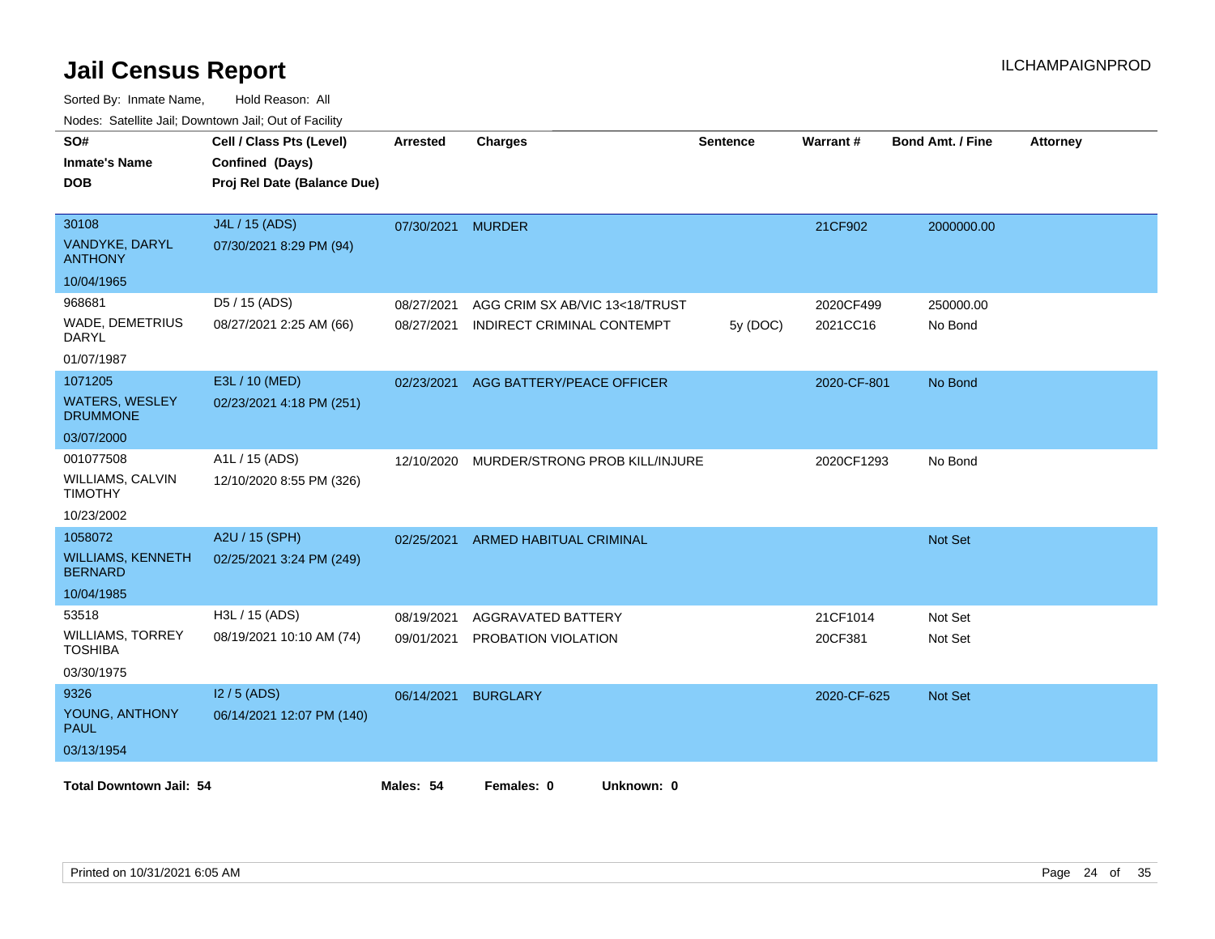# Jail Census Report

ILCHAMPAIGNPROD

Sorted By: Inmate Name, Hold Reason: All

Nodes: Satellite Jail; Downtown Jail; Out of Facility

| SO# / Inmate's Name / DOB | Cell / Class Pts (Level) / Confined (Days) / Proj Rel Date (Balance Due) | Arrested | Charges | Sentence | Warrant # | Bond Amt. / Fine | Attorney |
|---|---|---|---|---|---|---|---|
| 30108<br>VANDYKE, DARYL ANTHONY<br>10/04/1965 | J4L / 15 (ADS)<br>07/30/2021 8:29 PM (94) | 07/30/2021 | MURDER | | 21CF902 | 2000000.00 | |
| 968681<br>WADE, DEMETRIUS DARYL<br>01/07/1987 | D5 / 15 (ADS)<br>08/27/2021 2:25 AM (66) | 08/27/2021 | AGG CRIM SX AB/VIC 13<18/TRUST | | 2020CF499 | 250000.00 | |
| | | 08/27/2021 | INDIRECT CRIMINAL CONTEMPT | 5y (DOC) | 2021CC16 | No Bond | |
| 1071205<br>WATERS, WESLEY DRUMMONE<br>03/07/2000 | E3L / 10 (MED)<br>02/23/2021 4:18 PM (251) | 02/23/2021 | AGG BATTERY/PEACE OFFICER | | 2020-CF-801 | No Bond | |
| 001077508<br>WILLIAMS, CALVIN TIMOTHY<br>10/23/2002 | A1L / 15 (ADS)<br>12/10/2020 8:55 PM (326) | 12/10/2020 | MURDER/STRONG PROB KILL/INJURE | | 2020CF1293 | No Bond | |
| 1058072<br>WILLIAMS, KENNETH BERNARD<br>10/04/1985 | A2U / 15 (SPH)<br>02/25/2021 3:24 PM (249) | 02/25/2021 | ARMED HABITUAL CRIMINAL | | | Not Set | |
| 53518<br>WILLIAMS, TORREY TOSHIBA<br>03/30/1975 | H3L / 15 (ADS)<br>08/19/2021 10:10 AM (74) | 08/19/2021 | AGGRAVATED BATTERY | | 21CF1014 | Not Set | |
| | | 09/01/2021 | PROBATION VIOLATION | | 20CF381 | Not Set | |
| 9326<br>YOUNG, ANTHONY PAUL<br>03/13/1954 | I2 / 5 (ADS)<br>06/14/2021 12:07 PM (140) | 06/14/2021 | BURGLARY | | 2020-CF-625 | Not Set | |

**Total Downtown Jail: 54** **Males: 54** **Females: 0** **Unknown: 0**

Printed on 10/31/2021 6:05 AM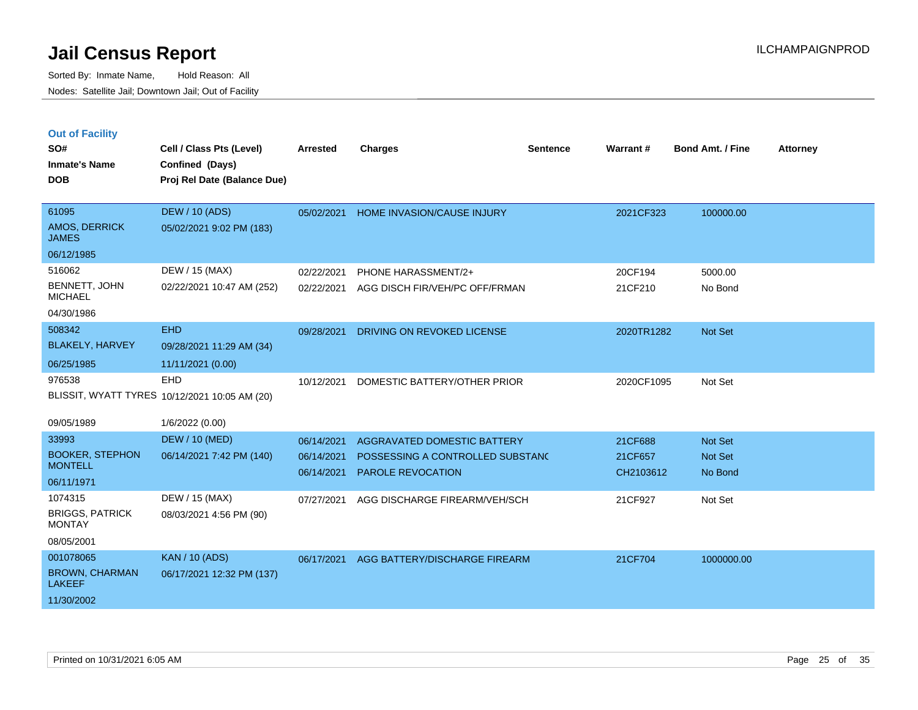# Jail Census Report

Sorted By: Inmate Name, Hold Reason: All

Nodes: Satellite Jail; Downtown Jail; Out of Facility

ILCHAMPAIGNPROD

## Out of Facility

| SO# / Inmate's Name / DOB | Cell / Class Pts (Level) / Confined (Days) / Proj Rel Date (Balance Due) | Arrested | Charges | Sentence | Warrant # | Bond Amt. / Fine | Attorney |
|---|---|---|---|---|---|---|---|
| 61095<br>AMOS, DERRICK JAMES<br>06/12/1985 | DEW / 10 (ADS)<br>05/02/2021 9:02 PM (183) | 05/02/2021 | HOME INVASION/CAUSE INJURY | | 2021CF323 | 100000.00 | |
| 516062<br>BENNETT, JOHN MICHAEL<br>04/30/1986 | DEW / 15 (MAX)<br>02/22/2021 10:47 AM (252) | 02/22/2021<br>02/22/2021 | PHONE HARASSMENT/2+<br>AGG DISCH FIR/VEH/PC OFF/FRMAN | | 20CF194<br>21CF210 | 5000.00<br>No Bond | |
| 508342<br>BLAKELY, HARVEY<br>06/25/1985 | EHD<br>09/28/2021 11:29 AM (34)<br>11/11/2021 (0.00) | 09/28/2021 | DRIVING ON REVOKED LICENSE | | 2020TR1282 | Not Set | |
| 976538<br>BLISSIT, WYATT TYRES<br>09/05/1989 | EHD<br>10/12/2021 10:05 AM (20)<br>1/6/2022 (0.00) | 10/12/2021 | DOMESTIC BATTERY/OTHER PRIOR | | 2020CF1095 | Not Set | |
| 33993<br>BOOKER, STEPHON MONTELL<br>06/11/1971 | DEW / 10 (MED)<br>06/14/2021 7:42 PM (140) | 06/14/2021<br>06/14/2021<br>06/14/2021 | AGGRAVATED DOMESTIC BATTERY<br>POSSESSING A CONTROLLED SUBSTANC<br>PAROLE REVOCATION | | 21CF688<br>21CF657<br>CH2103612 | Not Set<br>Not Set<br>No Bond | |
| 1074315<br>BRIGGS, PATRICK MONTAY<br>08/05/2001 | DEW / 15 (MAX)<br>08/03/2021 4:56 PM (90) | 07/27/2021 | AGG DISCHARGE FIREARM/VEH/SCH | | 21CF927 | Not Set | |
| 001078065<br>BROWN, CHARMAN LAKEEF<br>11/30/2002 | KAN / 10 (ADS)<br>06/17/2021 12:32 PM (137) | 06/17/2021 | AGG BATTERY/DISCHARGE FIREARM | | 21CF704 | 1000000.00 | |

Printed on 10/31/2021 6:05 AM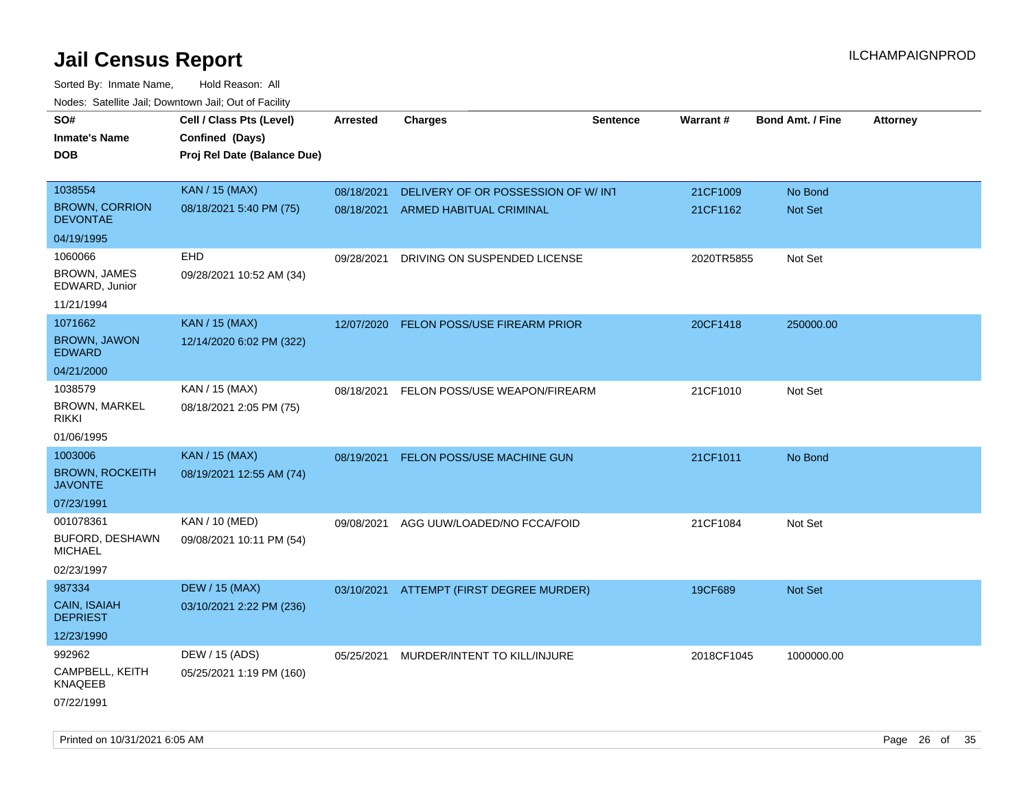# Jail Census Report

Sorted By: Inmate Name, Hold Reason: All

Nodes: Satellite Jail; Downtown Jail; Out of Facility

| SO# / Inmate's Name / DOB | Cell / Class Pts (Level) / Confined (Days) / Proj Rel Date (Balance Due) | Arrested | Charges | Sentence | Warrant # | Bond Amt. / Fine | Attorney |
|---|---|---|---|---|---|---|---|
| 1038554<br>BROWN, CORRION DEVONTAE<br>04/19/1995 | KAN / 15 (MAX)<br>08/18/2021 5:40 PM (75) | 08/18/2021<br>08/18/2021 | DELIVERY OF OR POSSESSION OF W/ INT<br>ARMED HABITUAL CRIMINAL | | 21CF1009<br>21CF1162 | No Bond<br>Not Set | |
| 1060066<br>BROWN, JAMES EDWARD, Junior<br>11/21/1994 | EHD<br>09/28/2021 10:52 AM (34) | 09/28/2021 | DRIVING ON SUSPENDED LICENSE | | 2020TR5855 | Not Set | |
| 1071662<br>BROWN, JAWON EDWARD<br>04/21/2000 | KAN / 15 (MAX)<br>12/14/2020 6:02 PM (322) | 12/07/2020 | FELON POSS/USE FIREARM PRIOR | | 20CF1418 | 250000.00 | |
| 1038579<br>BROWN, MARKEL RIKKI<br>01/06/1995 | KAN / 15 (MAX)<br>08/18/2021 2:05 PM (75) | 08/18/2021 | FELON POSS/USE WEAPON/FIREARM | | 21CF1010 | Not Set | |
| 1003006<br>BROWN, ROCKEITH JAVONTE<br>07/23/1991 | KAN / 15 (MAX)<br>08/19/2021 12:55 AM (74) | 08/19/2021 | FELON POSS/USE MACHINE GUN | | 21CF1011 | No Bond | |
| 001078361<br>BUFORD, DESHAWN MICHAEL<br>02/23/1997 | KAN / 10 (MED)<br>09/08/2021 10:11 PM (54) | 09/08/2021 | AGG UUW/LOADED/NO FCCA/FOID | | 21CF1084 | Not Set | |
| 987334<br>CAIN, ISAIAH DEPRIEST<br>12/23/1990 | DEW / 15 (MAX)<br>03/10/2021 2:22 PM (236) | 03/10/2021 | ATTEMPT (FIRST DEGREE MURDER) | | 19CF689 | Not Set | |
| 992962<br>CAMPBELL, KEITH KNAQEEB<br>07/22/1991 | DEW / 15 (ADS)<br>05/25/2021 1:19 PM (160) | 05/25/2021 | MURDER/INTENT TO KILL/INJURE | | 2018CF1045 | 1000000.00 | |

Printed on 10/31/2021 6:05 AM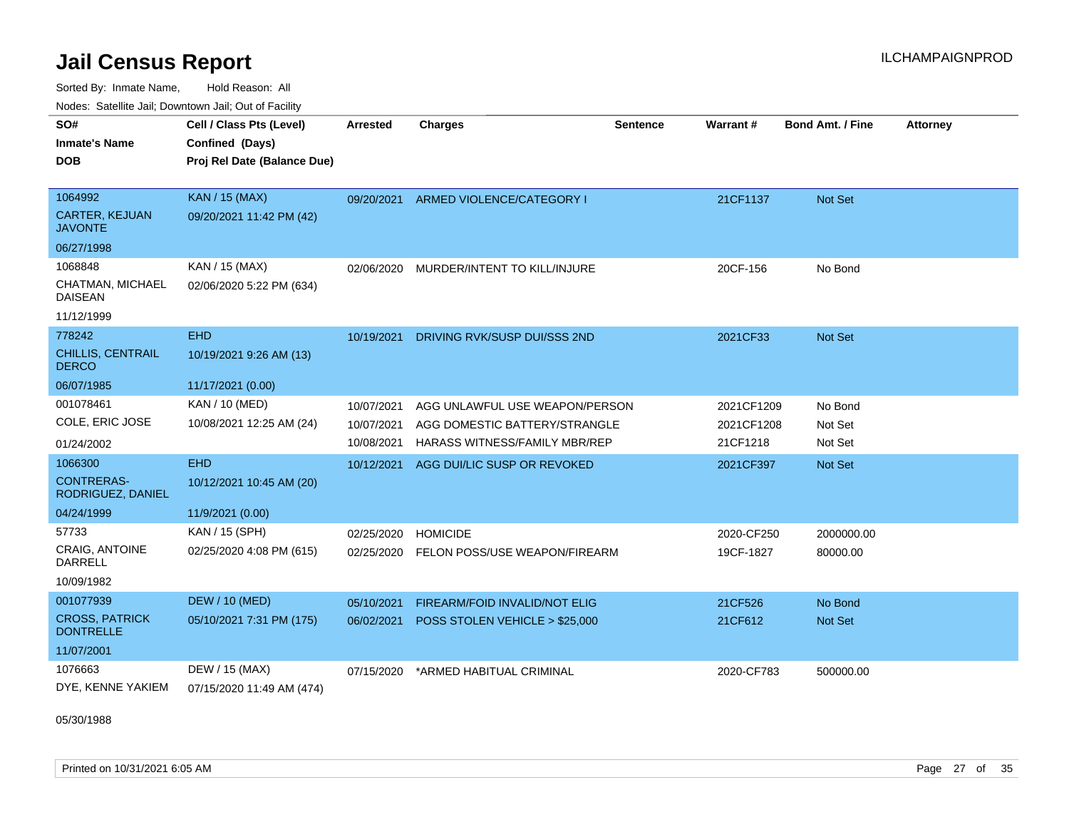# Jail Census Report

ILCHAMPAIGNPROD

Sorted By: Inmate Name, Hold Reason: All

Nodes: Satellite Jail; Downtown Jail; Out of Facility

| SO# / Inmate's Name / DOB | Cell / Class Pts (Level) / Confined (Days) / Proj Rel Date (Balance Due) | Arrested | Charges | Sentence | Warrant # | Bond Amt. / Fine | Attorney |
|---|---|---|---|---|---|---|---|
| 1064992 CARTER, KEJUAN JAVONTE 06/27/1998 | KAN / 15 (MAX) 09/20/2021 11:42 PM (42) | 09/20/2021 | ARMED VIOLENCE/CATEGORY I | | 21CF1137 | Not Set | |
| 1068848 CHATMAN, MICHAEL DAISEAN 11/12/1999 | KAN / 15 (MAX) 02/06/2020 5:22 PM (634) | 02/06/2020 | MURDER/INTENT TO KILL/INJURE | | 20CF-156 | No Bond | |
| 778242 CHILLIS, CENTRAIL DERCO 06/07/1985 | EHD 10/19/2021 9:26 AM (13) 11/17/2021 (0.00) | 10/19/2021 | DRIVING RVK/SUSP DUI/SSS 2ND | | 2021CF33 | Not Set | |
| 001078461 COLE, ERIC JOSE 01/24/2002 | KAN / 10 (MED) 10/08/2021 12:25 AM (24) | 10/07/2021 | AGG UNLAWFUL USE WEAPON/PERSON | | 2021CF1209 | No Bond | |
| | | 10/07/2021 | AGG DOMESTIC BATTERY/STRANGLE | | 2021CF1208 | Not Set | |
| | | 10/08/2021 | HARASS WITNESS/FAMILY MBR/REP | | 21CF1218 | Not Set | |
| 1066300 CONTRERAS-RODRIGUEZ, DANIEL 04/24/1999 | EHD 10/12/2021 10:45 AM (20) 11/9/2021 (0.00) | 10/12/2021 | AGG DUI/LIC SUSP OR REVOKED | | 2021CF397 | Not Set | |
| 57733 CRAIG, ANTOINE DARRELL 10/09/1982 | KAN / 15 (SPH) 02/25/2020 4:08 PM (615) | 02/25/2020 | HOMICIDE | | 2020-CF250 | 2000000.00 | |
| | | 02/25/2020 | FELON POSS/USE WEAPON/FIREARM | | 19CF-1827 | 80000.00 | |
| 001077939 CROSS, PATRICK DONTRELLE 11/07/2001 | DEW / 10 (MED) 05/10/2021 7:31 PM (175) | 05/10/2021 | FIREARM/FOID INVALID/NOT ELIG | | 21CF526 | No Bond | |
| | | 06/02/2021 | POSS STOLEN VEHICLE > $25,000 | | 21CF612 | Not Set | |
| 1076663 DYE, KENNE YAKIEM 05/30/1988 | DEW / 15 (MAX) 07/15/2020 11:49 AM (474) | 07/15/2020 | *ARMED HABITUAL CRIMINAL | | 2020-CF783 | 500000.00 | |

Printed on 10/31/2021 6:05 AM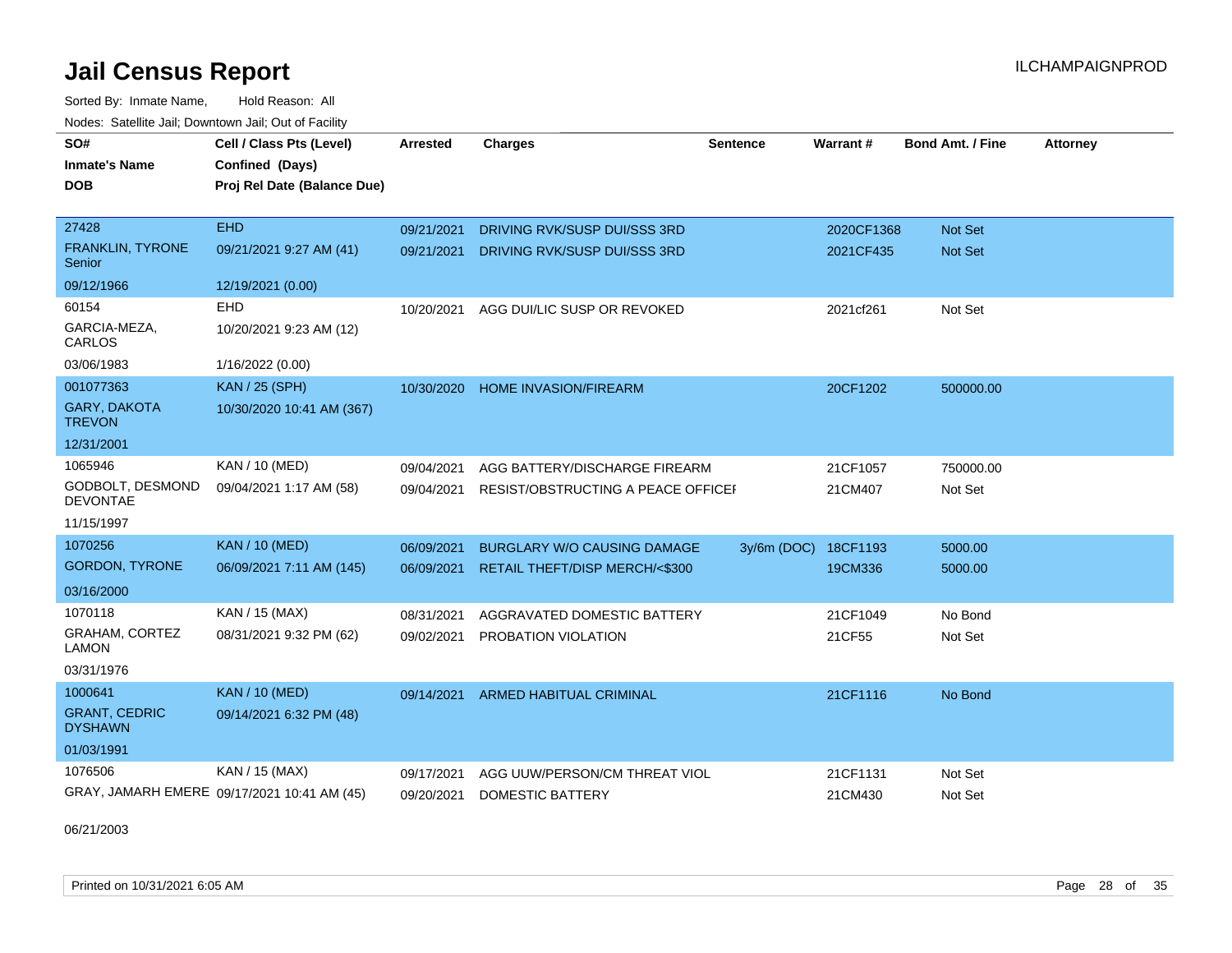# Jail Census Report

ILCHAMPAIGNPROD

Sorted By: Inmate Name, Hold Reason: All

Nodes: Satellite Jail; Downtown Jail; Out of Facility

| SO# / Inmate's Name / DOB | Cell / Class Pts (Level) / Confined (Days) / Proj Rel Date (Balance Due) | Arrested | Charges | Sentence | Warrant # | Bond Amt. / Fine | Attorney |
|---|---|---|---|---|---|---|---|
| 27428 | EHD | 09/21/2021 | DRIVING RVK/SUSP DUI/SSS 3RD | | 2020CF1368 | Not Set | |
| FRANKLIN, TYRONE Senior | 09/21/2021 9:27 AM (41) | 09/21/2021 | DRIVING RVK/SUSP DUI/SSS 3RD | | 2021CF435 | Not Set | |
| 09/12/1966 | 12/19/2021 (0.00) | | | | | | |
| 60154 | EHD | 10/20/2021 | AGG DUI/LIC SUSP OR REVOKED | | 2021cf261 | Not Set | |
| GARCIA-MEZA, CARLOS | 10/20/2021 9:23 AM (12) | | | | | | |
| 03/06/1983 | 1/16/2022 (0.00) | | | | | | |
| 001077363 | KAN / 25 (SPH) | 10/30/2020 | HOME INVASION/FIREARM | | 20CF1202 | 500000.00 | |
| GARY, DAKOTA TREVON | 10/30/2020 10:41 AM (367) | | | | | | |
| 12/31/2001 | | | | | | | |
| 1065946 | KAN / 10 (MED) | 09/04/2021 | AGG BATTERY/DISCHARGE FIREARM | | 21CF1057 | 750000.00 | |
| GODBOLT, DESMOND DEVONTAE | 09/04/2021 1:17 AM (58) | 09/04/2021 | RESIST/OBSTRUCTING A PEACE OFFICEI | | 21CM407 | Not Set | |
| 11/15/1997 | | | | | | | |
| 1070256 | KAN / 10 (MED) | 06/09/2021 | BURGLARY W/O CAUSING DAMAGE | 3y/6m (DOC) | 18CF1193 | 5000.00 | |
| GORDON, TYRONE | 06/09/2021 7:11 AM (145) | 06/09/2021 | RETAIL THEFT/DISP MERCH/<$300 | | 19CM336 | 5000.00 | |
| 03/16/2000 | | | | | | | |
| 1070118 | KAN / 15 (MAX) | 08/31/2021 | AGGRAVATED DOMESTIC BATTERY | | 21CF1049 | No Bond | |
| GRAHAM, CORTEZ LAMON | 08/31/2021 9:32 PM (62) | 09/02/2021 | PROBATION VIOLATION | | 21CF55 | Not Set | |
| 03/31/1976 | | | | | | | |
| 1000641 | KAN / 10 (MED) | 09/14/2021 | ARMED HABITUAL CRIMINAL | | 21CF1116 | No Bond | |
| GRANT, CEDRIC DYSHAWN | 09/14/2021 6:32 PM (48) | | | | | | |
| 01/03/1991 | | | | | | | |
| 1076506 | KAN / 15 (MAX) | 09/17/2021 | AGG UUW/PERSON/CM THREAT VIOL | | 21CF1131 | Not Set | |
| GRAY, JAMARH EMERE | 09/17/2021 10:41 AM (45) | 09/20/2021 | DOMESTIC BATTERY | | 21CM430 | Not Set | |
| 06/21/2003 | | | | | | | |

Printed on 10/31/2021 6:05 AM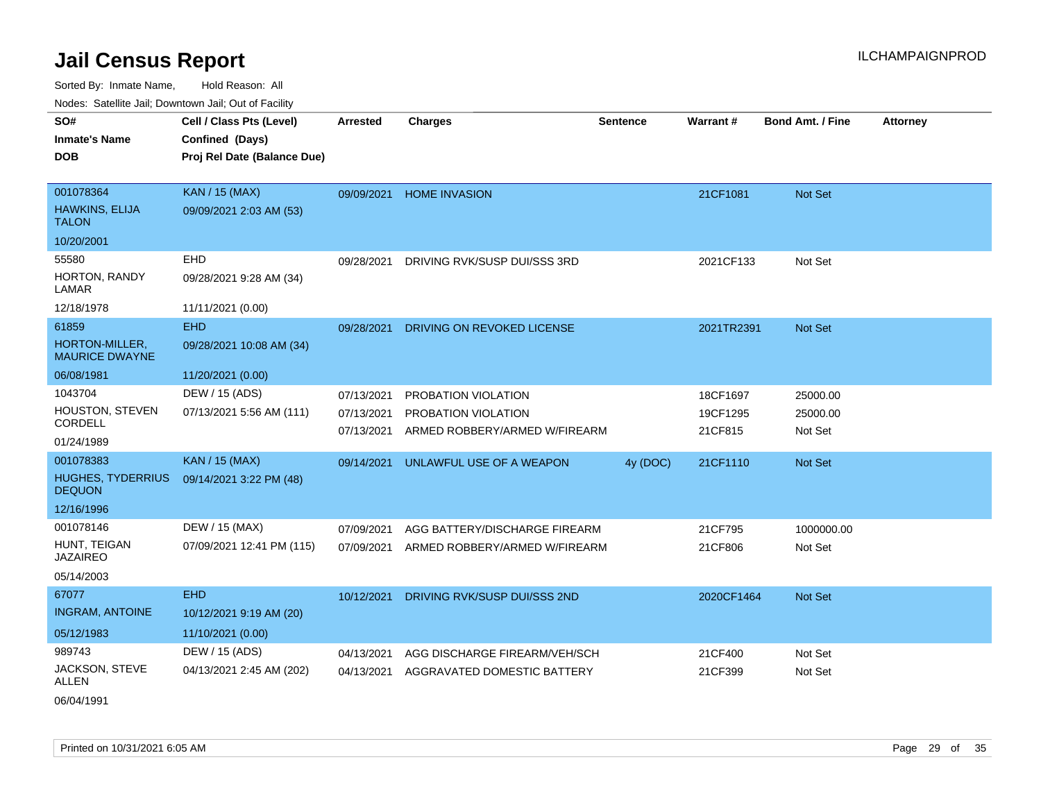# Jail Census Report

Sorted By: Inmate Name, Hold Reason: All

Nodes: Satellite Jail; Downtown Jail; Out of Facility

| SO# / Inmate's Name / DOB | Cell / Class Pts (Level) / Confined (Days) / Proj Rel Date (Balance Due) | Arrested | Charges | Sentence | Warrant # | Bond Amt. / Fine | Attorney |
|---|---|---|---|---|---|---|---|
| 001078364<br>HAWKINS, ELIJA TALON<br>10/20/2001 | KAN / 15 (MAX)<br>09/09/2021 2:03 AM (53) | 09/09/2021 | HOME INVASION | | 21CF1081 | Not Set | |
| 55580<br>HORTON, RANDY LAMAR<br>12/18/1978 | EHD<br>09/28/2021 9:28 AM (34)<br>11/11/2021 (0.00) | 09/28/2021 | DRIVING RVK/SUSP DUI/SSS 3RD | | 2021CF133 | Not Set | |
| 61859<br>HORTON-MILLER, MAURICE DWAYNE<br>06/08/1981 | EHD<br>09/28/2021 10:08 AM (34)<br>11/20/2021 (0.00) | 09/28/2021 | DRIVING ON REVOKED LICENSE | | 2021TR2391 | Not Set | |
| 1043704<br>HOUSTON, STEVEN CORDELL<br>01/24/1989 | DEW / 15 (ADS)<br>07/13/2021 5:56 AM (111) | 07/13/2021 | PROBATION VIOLATION | | 18CF1697 | 25000.00 | |
| | | 07/13/2021 | PROBATION VIOLATION | | 19CF1295 | 25000.00 | |
| | | 07/13/2021 | ARMED ROBBERY/ARMED W/FIREARM | | 21CF815 | Not Set | |
| 001078383<br>HUGHES, TYDERRIUS DEQUON<br>12/16/1996 | KAN / 15 (MAX)<br>09/14/2021 3:22 PM (48) | 09/14/2021 | UNLAWFUL USE OF A WEAPON | 4y (DOC) | 21CF1110 | Not Set | |
| 001078146<br>HUNT, TEIGAN JAZAIREO<br>05/14/2003 | DEW / 15 (MAX)<br>07/09/2021 12:41 PM (115) | 07/09/2021 | AGG BATTERY/DISCHARGE FIREARM | | 21CF795 | 1000000.00 | |
| | | 07/09/2021 | ARMED ROBBERY/ARMED W/FIREARM | | 21CF806 | Not Set | |
| 67077<br>INGRAM, ANTOINE<br>05/12/1983 | EHD<br>10/12/2021 9:19 AM (20)<br>11/10/2021 (0.00) | 10/12/2021 | DRIVING RVK/SUSP DUI/SSS 2ND | | 2020CF1464 | Not Set | |
| 989743<br>JACKSON, STEVE ALLEN<br>06/04/1991 | DEW / 15 (ADS)<br>04/13/2021 2:45 AM (202) | 04/13/2021 | AGG DISCHARGE FIREARM/VEH/SCH | | 21CF400 | Not Set | |
| | | 04/13/2021 | AGGRAVATED DOMESTIC BATTERY | | 21CF399 | Not Set | |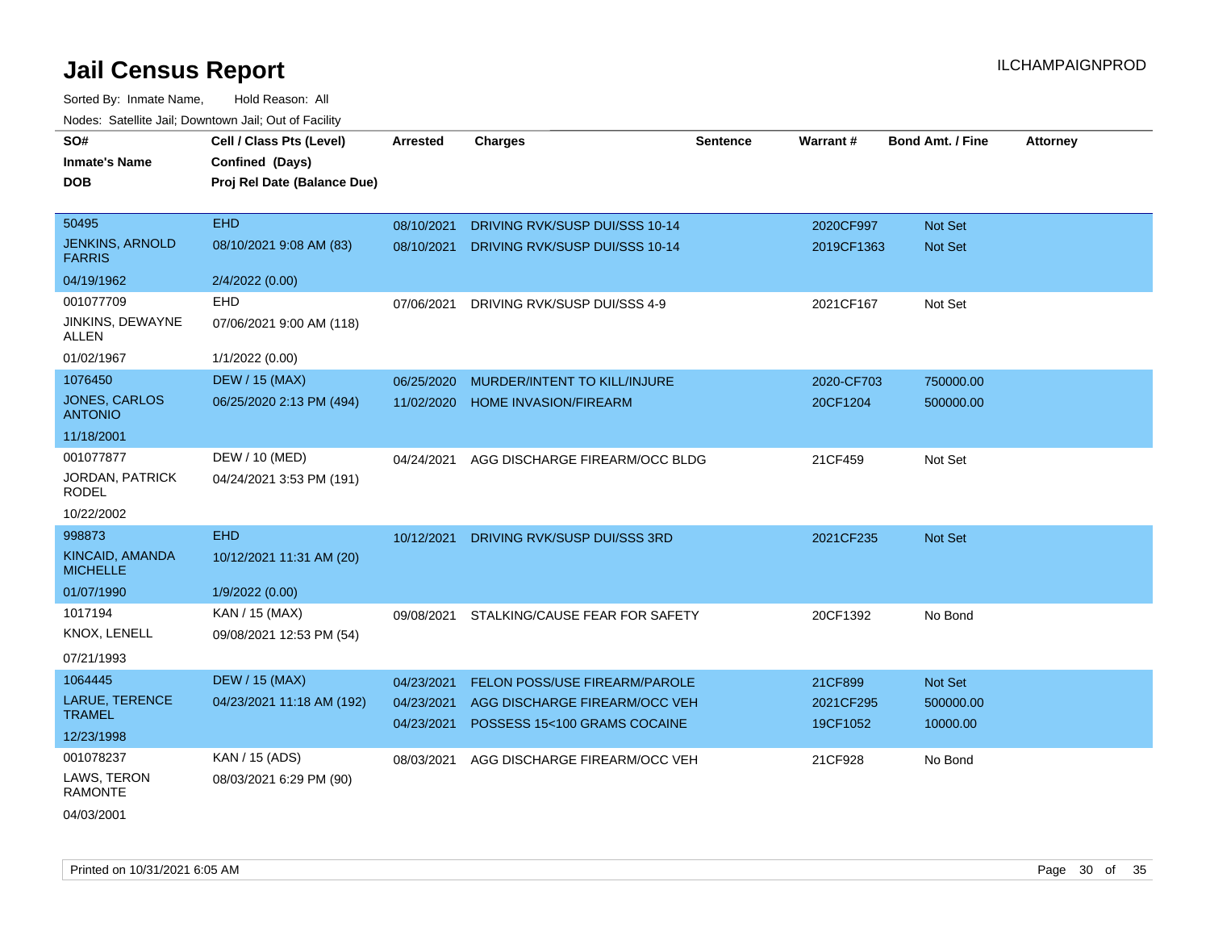# Jail Census Report

Sorted By: Inmate Name, Hold Reason: All

Nodes: Satellite Jail; Downtown Jail; Out of Facility

| SO# / Inmate's Name / DOB | Cell / Class Pts (Level) / Confined (Days) / Proj Rel Date (Balance Due) | Arrested | Charges | Sentence | Warrant # | Bond Amt. / Fine | Attorney |
|---|---|---|---|---|---|---|---|
| 50495 | EHD | 08/10/2021 | DRIVING RVK/SUSP DUI/SSS 10-14 | | 2020CF997 | Not Set | |
| JENKINS, ARNOLD FARRIS | 08/10/2021 9:08 AM (83) | 08/10/2021 | DRIVING RVK/SUSP DUI/SSS 10-14 | | 2019CF1363 | Not Set | |
| 04/19/1962 | 2/4/2022 (0.00) | | | | | | |
| 001077709 | EHD | 07/06/2021 | DRIVING RVK/SUSP DUI/SSS 4-9 | | 2021CF167 | Not Set | |
| JINKINS, DEWAYNE ALLEN | 07/06/2021 9:00 AM (118) | | | | | | |
| 01/02/1967 | 1/1/2022 (0.00) | | | | | | |
| 1076450 | DEW / 15 (MAX) | 06/25/2020 | MURDER/INTENT TO KILL/INJURE | | 2020-CF703 | 750000.00 | |
| JONES, CARLOS ANTONIO | 06/25/2020 2:13 PM (494) | 11/02/2020 | HOME INVASION/FIREARM | | 20CF1204 | 500000.00 | |
| 11/18/2001 | | | | | | | |
| 001077877 | DEW / 10 (MED) | 04/24/2021 | AGG DISCHARGE FIREARM/OCC BLDG | | 21CF459 | Not Set | |
| JORDAN, PATRICK RODEL | 04/24/2021 3:53 PM (191) | | | | | | |
| 10/22/2002 | | | | | | | |
| 998873 | EHD | 10/12/2021 | DRIVING RVK/SUSP DUI/SSS 3RD | | 2021CF235 | Not Set | |
| KINCAID, AMANDA MICHELLE | 10/12/2021 11:31 AM (20) | | | | | | |
| 01/07/1990 | 1/9/2022 (0.00) | | | | | | |
| 1017194 | KAN / 15 (MAX) | 09/08/2021 | STALKING/CAUSE FEAR FOR SAFETY | | 20CF1392 | No Bond | |
| KNOX, LENELL | 09/08/2021 12:53 PM (54) | | | | | | |
| 07/21/1993 | | | | | | | |
| 1064445 | DEW / 15 (MAX) | 04/23/2021 | FELON POSS/USE FIREARM/PAROLE | | 21CF899 | Not Set | |
| LARUE, TERENCE TRAMEL | 04/23/2021 11:18 AM (192) | 04/23/2021 | AGG DISCHARGE FIREARM/OCC VEH | | 2021CF295 | 500000.00 | |
| 12/23/1998 | | 04/23/2021 | POSSESS 15<100 GRAMS COCAINE | | 19CF1052 | 10000.00 | |
| 001078237 | KAN / 15 (ADS) | 08/03/2021 | AGG DISCHARGE FIREARM/OCC VEH | | 21CF928 | No Bond | |
| LAWS, TERON RAMONTE | 08/03/2021 6:29 PM (90) | | | | | | |
| 04/03/2001 | | | | | | | |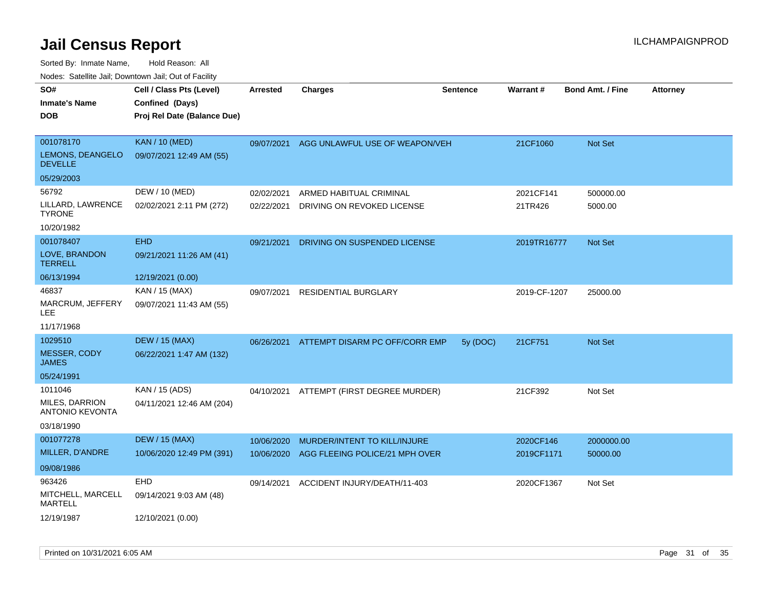# Jail Census Report

ILCHAMPAIGNPROD

Sorted By: Inmate Name, Hold Reason: All

Nodes: Satellite Jail; Downtown Jail; Out of Facility

| SO# / Inmate's Name / DOB | Cell / Class Pts (Level) / Confined (Days) / Proj Rel Date (Balance Due) | Arrested | Charges | Sentence | Warrant # | Bond Amt. / Fine | Attorney |
|---|---|---|---|---|---|---|---|
| 001078170<br>LEMONS, DEANGELO DEVELLE<br>05/29/2003 | KAN / 10 (MED)<br>09/07/2021 12:49 AM (55) | 09/07/2021 | AGG UNLAWFUL USE OF WEAPON/VEH | | 21CF1060 | Not Set | |
| 56792<br>LILLARD, LAWRENCE TYRONE<br>10/20/1982 | DEW / 10 (MED)<br>02/02/2021 2:11 PM (272) | 02/02/2021<br>02/22/2021 | ARMED HABITUAL CRIMINAL<br>DRIVING ON REVOKED LICENSE | | 2021CF141<br>21TR426 | 500000.00<br>5000.00 | |
| 001078407<br>LOVE, BRANDON TERRELL<br>06/13/1994 | EHD<br>09/21/2021 11:26 AM (41)<br>12/19/2021 (0.00) | 09/21/2021 | DRIVING ON SUSPENDED LICENSE | | 2019TR16777 | Not Set | |
| 46837<br>MARCRUM, JEFFERY LEE<br>11/17/1968 | KAN / 15 (MAX)<br>09/07/2021 11:43 AM (55) | 09/07/2021 | RESIDENTIAL BURGLARY | | 2019-CF-1207 | 25000.00 | |
| 1029510<br>MESSER, CODY JAMES<br>05/24/1991 | DEW / 15 (MAX)<br>06/22/2021 1:47 AM (132) | 06/26/2021 | ATTEMPT DISARM PC OFF/CORR EMP | 5y (DOC) | 21CF751 | Not Set | |
| 1011046<br>MILES, DARRION ANTONIO KEVONTA<br>03/18/1990 | KAN / 15 (ADS)<br>04/11/2021 12:46 AM (204) | 04/10/2021 | ATTEMPT (FIRST DEGREE MURDER) | | 21CF392 | Not Set | |
| 001077278<br>MILLER, D'ANDRE<br>09/08/1986 | DEW / 15 (MAX)<br>10/06/2020 12:49 PM (391) | 10/06/2020<br>10/06/2020 | MURDER/INTENT TO KILL/INJURE<br>AGG FLEEING POLICE/21 MPH OVER | | 2020CF146<br>2019CF1171 | 2000000.00<br>50000.00 | |
| 963426<br>MITCHELL, MARCELL MARTELL<br>12/19/1987 | EHD<br>09/14/2021 9:03 AM (48)<br>12/10/2021 (0.00) | 09/14/2021 | ACCIDENT INJURY/DEATH/11-403 | | 2020CF1367 | Not Set | |

Printed on 10/31/2021 6:05 AM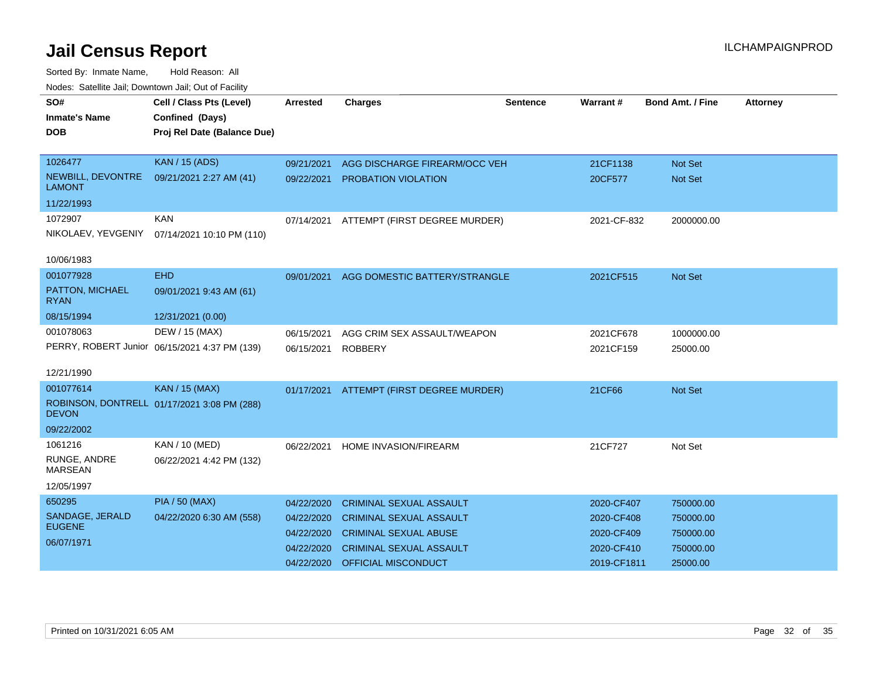# Jail Census Report

ILCHAMPAIGNPROD

Sorted By: Inmate Name, Hold Reason: All

Nodes: Satellite Jail; Downtown Jail; Out of Facility

| SO# / Inmate's Name / DOB | Cell / Class Pts (Level) / Confined (Days) / Proj Rel Date (Balance Due) | Arrested | Charges | Sentence | Warrant # | Bond Amt. / Fine | Attorney |
|---|---|---|---|---|---|---|---|
| 1026477<br>NEWBILL, DEVONTRE LAMONT<br>11/22/1993 | KAN / 15 (ADS)<br>09/21/2021 2:27 AM (41) | 09/21/2021<br>09/22/2021 | AGG DISCHARGE FIREARM/OCC VEH<br>PROBATION VIOLATION | | 21CF1138<br>20CF577 | Not Set<br>Not Set | |
| 1072907<br>NIKOLAEV, YEVGENIY<br>10/06/1983 | KAN<br>07/14/2021 10:10 PM (110) | 07/14/2021 | ATTEMPT (FIRST DEGREE MURDER) | | 2021-CF-832 | 2000000.00 | |
| 001077928<br>PATTON, MICHAEL RYAN<br>08/15/1994 | EHD<br>09/01/2021 9:43 AM (61)<br>12/31/2021 (0.00) | 09/01/2021 | AGG DOMESTIC BATTERY/STRANGLE | | 2021CF515 | Not Set | |
| 001078063<br>PERRY, ROBERT Junior<br>12/21/1990 | DEW / 15 (MAX)<br>06/15/2021 4:37 PM (139) | 06/15/2021<br>06/15/2021 | AGG CRIM SEX ASSAULT/WEAPON<br>ROBBERY | | 2021CF678<br>2021CF159 | 1000000.00<br>25000.00 | |
| 001077614<br>ROBINSON, DONTRELL DEVON<br>09/22/2002 | KAN / 15 (MAX)<br>01/17/2021 3:08 PM (288) | 01/17/2021 | ATTEMPT (FIRST DEGREE MURDER) | | 21CF66 | Not Set | |
| 1061216<br>RUNGE, ANDRE MARSEAN<br>12/05/1997 | KAN / 10 (MED)<br>06/22/2021 4:42 PM (132) | 06/22/2021 | HOME INVASION/FIREARM | | 21CF727 | Not Set | |
| 650295<br>SANDAGE, JERALD EUGENE<br>06/07/1971 | PIA / 50 (MAX)<br>04/22/2020 6:30 AM (558) | 04/22/2020<br>04/22/2020<br>04/22/2020<br>04/22/2020<br>04/22/2020 | CRIMINAL SEXUAL ASSAULT<br>CRIMINAL SEXUAL ASSAULT<br>CRIMINAL SEXUAL ABUSE<br>CRIMINAL SEXUAL ASSAULT<br>OFFICIAL MISCONDUCT | | 2020-CF407<br>2020-CF408<br>2020-CF409<br>2020-CF410<br>2019-CF1811 | 750000.00<br>750000.00<br>750000.00<br>750000.00<br>25000.00 | |

Printed on 10/31/2021 6:05 AM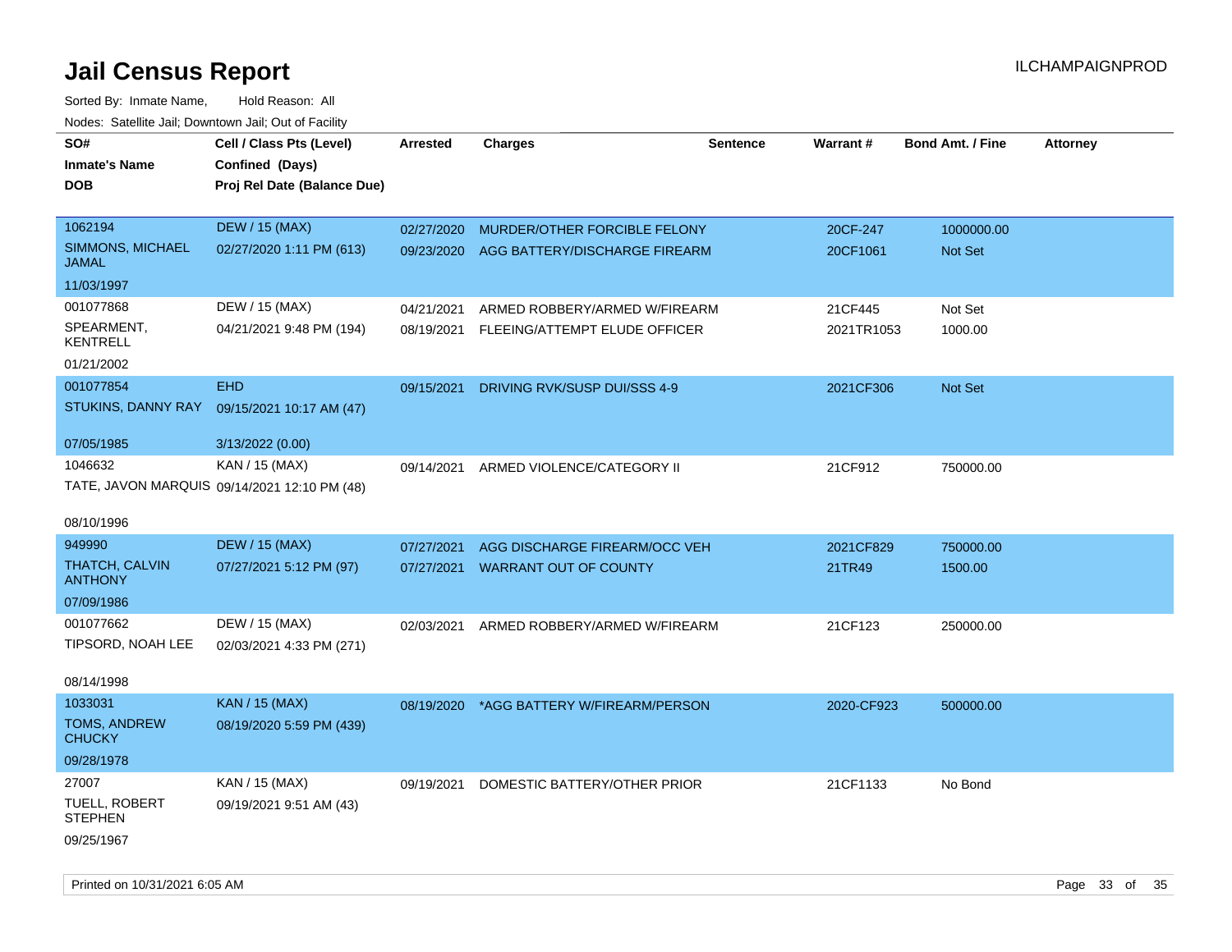# Jail Census Report

Sorted By: Inmate Name, Hold Reason: All

Nodes: Satellite Jail; Downtown Jail; Out of Facility

ILCHAMPAIGNPROD

| SO# / Inmate's Name / DOB | Cell / Class Pts (Level) / Confined (Days) / Proj Rel Date (Balance Due) | Arrested | Charges | Sentence | Warrant # | Bond Amt. / Fine | Attorney |
|---|---|---|---|---|---|---|---|
| 1062194<br>SIMMONS, MICHAEL JAMAL<br>11/03/1997 | DEW / 15 (MAX)<br>02/27/2020 1:11 PM (613) | 02/27/2020<br>09/23/2020 | MURDER/OTHER FORCIBLE FELONY<br>AGG BATTERY/DISCHARGE FIREARM | | 20CF-247<br>20CF1061 | 1000000.00<br>Not Set | |
| 001077868<br>SPEARMENT, KENTRELL<br>01/21/2002 | DEW / 15 (MAX)<br>04/21/2021 9:48 PM (194) | 04/21/2021<br>08/19/2021 | ARMED ROBBERY/ARMED W/FIREARM<br>FLEEING/ATTEMPT ELUDE OFFICER | | 21CF445<br>2021TR1053 | Not Set<br>1000.00 | |
| 001077854<br>STUKINS, DANNY RAY<br>07/05/1985 | EHD<br>09/15/2021 10:17 AM (47)<br>3/13/2022 (0.00) | 09/15/2021 | DRIVING RVK/SUSP DUI/SSS 4-9 | | 2021CF306 | Not Set | |
| 1046632<br>TATE, JAVON MARQUIS<br>08/10/1996 | KAN / 15 (MAX)<br>09/14/2021 12:10 PM (48) | 09/14/2021 | ARMED VIOLENCE/CATEGORY II | | 21CF912 | 750000.00 | |
| 949990<br>THATCH, CALVIN ANTHONY<br>07/09/1986 | DEW / 15 (MAX)<br>07/27/2021 5:12 PM (97) | 07/27/2021<br>07/27/2021 | AGG DISCHARGE FIREARM/OCC VEH<br>WARRANT OUT OF COUNTY | | 2021CF829<br>21TR49 | 750000.00<br>1500.00 | |
| 001077662<br>TIPSORD, NOAH LEE<br>08/14/1998 | DEW / 15 (MAX)<br>02/03/2021 4:33 PM (271) | 02/03/2021 | ARMED ROBBERY/ARMED W/FIREARM | | 21CF123 | 250000.00 | |
| 1033031<br>TOMS, ANDREW CHUCKY<br>09/28/1978 | KAN / 15 (MAX)<br>08/19/2020 5:59 PM (439) | 08/19/2020 | *AGG BATTERY W/FIREARM/PERSON | | 2020-CF923 | 500000.00 | |
| 27007<br>TUELL, ROBERT STEPHEN<br>09/25/1967 | KAN / 15 (MAX)<br>09/19/2021 9:51 AM (43) | 09/19/2021 | DOMESTIC BATTERY/OTHER PRIOR | | 21CF1133 | No Bond | |

Printed on 10/31/2021 6:05 AM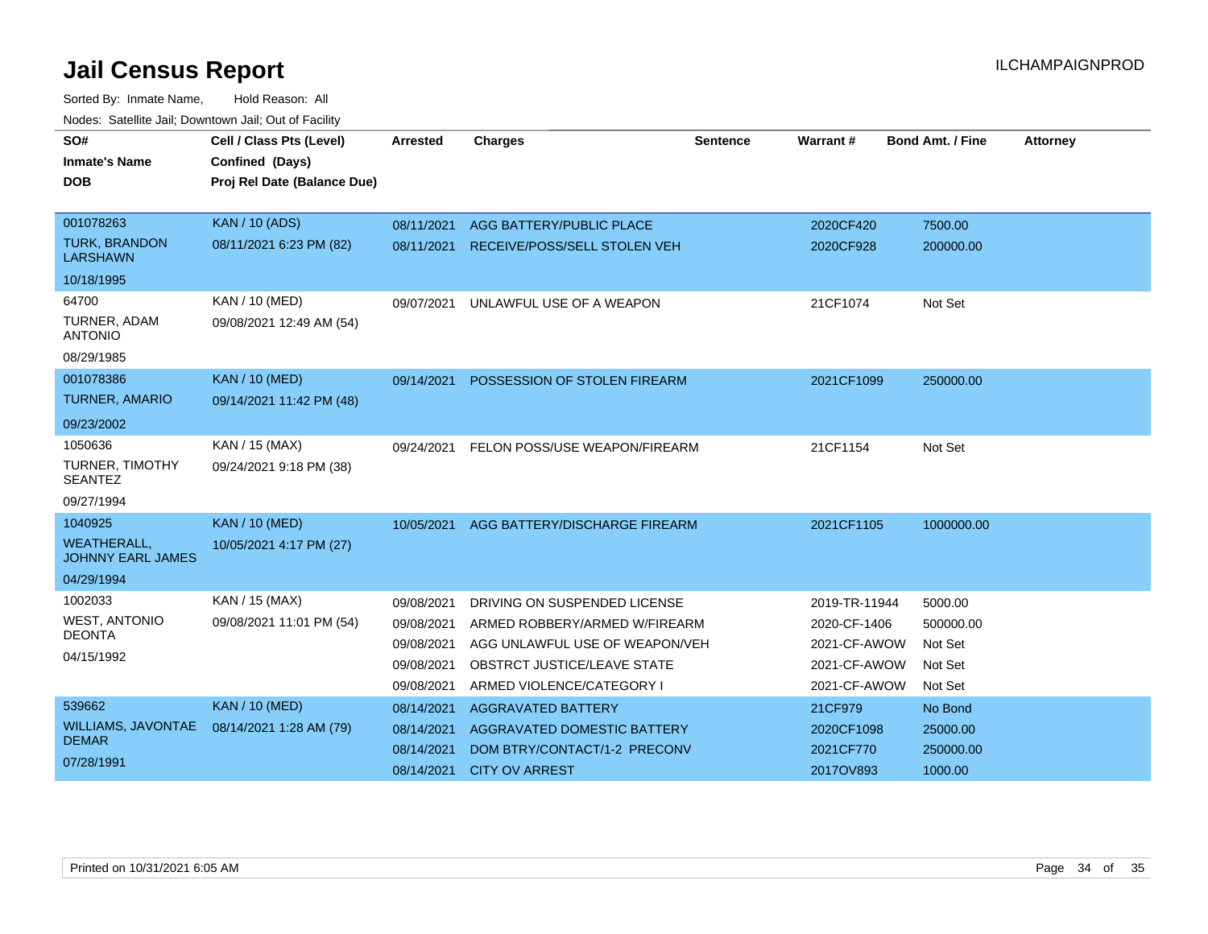# Jail Census Report

ILCHAMPAIGNPROD

Sorted By: Inmate Name, Hold Reason: All

Nodes: Satellite Jail; Downtown Jail; Out of Facility

| SO# / Inmate's Name / DOB | Cell / Class Pts (Level) / Confined (Days) / Proj Rel Date (Balance Due) | Arrested | Charges | Sentence | Warrant # | Bond Amt. / Fine | Attorney |
|---|---|---|---|---|---|---|---|
| 001078263 TURK, BRANDON LARSHAWN 10/18/1995 | KAN / 10 (ADS) 08/11/2021 6:23 PM (82) | 08/11/2021 | AGG BATTERY/PUBLIC PLACE | | 2020CF420 | 7500.00 | |
| | | 08/11/2021 | RECEIVE/POSS/SELL STOLEN VEH | | 2020CF928 | 200000.00 | |
| 64700 TURNER, ADAM ANTONIO 08/29/1985 | KAN / 10 (MED) 09/08/2021 12:49 AM (54) | 09/07/2021 | UNLAWFUL USE OF A WEAPON | | 21CF1074 | Not Set | |
| 001078386 TURNER, AMARIO 09/23/2002 | KAN / 10 (MED) 09/14/2021 11:42 PM (48) | 09/14/2021 | POSSESSION OF STOLEN FIREARM | | 2021CF1099 | 250000.00 | |
| 1050636 TURNER, TIMOTHY SEANTEZ 09/27/1994 | KAN / 15 (MAX) 09/24/2021 9:18 PM (38) | 09/24/2021 | FELON POSS/USE WEAPON/FIREARM | | 21CF1154 | Not Set | |
| 1040925 WEATHERALL, JOHNNY EARL JAMES 04/29/1994 | KAN / 10 (MED) 10/05/2021 4:17 PM (27) | 10/05/2021 | AGG BATTERY/DISCHARGE FIREARM | | 2021CF1105 | 1000000.00 | |
| 1002033 WEST, ANTONIO DEONTA 04/15/1992 | KAN / 15 (MAX) 09/08/2021 11:01 PM (54) | 09/08/2021 | DRIVING ON SUSPENDED LICENSE | | 2019-TR-11944 | 5000.00 | |
| | | 09/08/2021 | ARMED ROBBERY/ARMED W/FIREARM | | 2020-CF-1406 | 500000.00 | |
| | | 09/08/2021 | AGG UNLAWFUL USE OF WEAPON/VEH | | 2021-CF-AWOW | Not Set | |
| | | 09/08/2021 | OBSTRCT JUSTICE/LEAVE STATE | | 2021-CF-AWOW | Not Set | |
| | | 09/08/2021 | ARMED VIOLENCE/CATEGORY I | | 2021-CF-AWOW | Not Set | |
| 539662 WILLIAMS, JAVONTAE DEMAR 07/28/1991 | KAN / 10 (MED) 08/14/2021 1:28 AM (79) | 08/14/2021 | AGGRAVATED BATTERY | | 21CF979 | No Bond | |
| | | 08/14/2021 | AGGRAVATED DOMESTIC BATTERY | | 2020CF1098 | 25000.00 | |
| | | 08/14/2021 | DOM BTRY/CONTACT/1-2 PRECONV | | 2021CF770 | 250000.00 | |
| | | 08/14/2021 | CITY OV ARREST | | 2017OV893 | 1000.00 | |

Printed on 10/31/2021 6:05 AM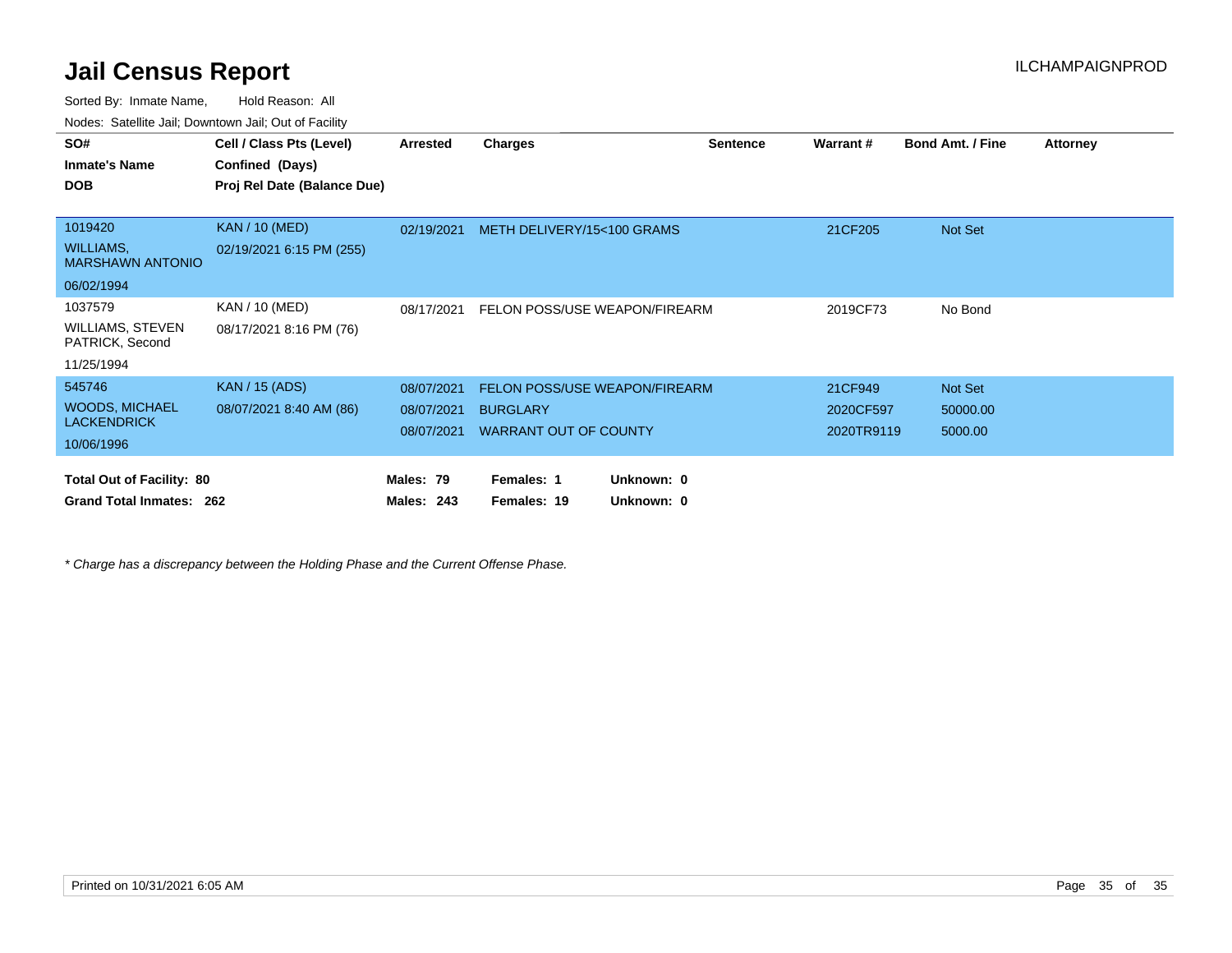# Jail Census Report

ILCHAMPAIGNPROD

Sorted By: Inmate Name, Hold Reason: All

Nodes: Satellite Jail; Downtown Jail; Out of Facility

| SO# / Inmate's Name / DOB | Cell / Class Pts (Level) / Confined (Days) / Proj Rel Date (Balance Due) | Arrested | Charges | Sentence | Warrant # | Bond Amt. / Fine | Attorney |
|---|---|---|---|---|---|---|---|
| 1019420<br>WILLIAMS, MARSHAWN ANTONIO<br>06/02/1994 | KAN / 10 (MED)<br>02/19/2021 6:15 PM (255) | 02/19/2021 | METH DELIVERY/15<100 GRAMS | | 21CF205 | Not Set | |
| 1037579<br>WILLIAMS, STEVEN PATRICK, Second<br>11/25/1994 | KAN / 10 (MED)<br>08/17/2021 8:16 PM (76) | 08/17/2021 | FELON POSS/USE WEAPON/FIREARM | | 2019CF73 | No Bond | |
| 545746<br>WOODS, MICHAEL LACKENDRICK<br>10/06/1996 | KAN / 15 (ADS)<br>08/07/2021 8:40 AM (86) | 08/07/2021 | FELON POSS/USE WEAPON/FIREARM | | 21CF949 | Not Set | |
| | | 08/07/2021 | BURGLARY | | 2020CF597 | 50000.00 | |
| | | 08/07/2021 | WARRANT OUT OF COUNTY | | 2020TR9119 | 5000.00 | |

**Total Out of Facility: 80** **Males: 79** **Females: 1** **Unknown: 0**

**Grand Total Inmates: 262** **Males: 243** **Females: 19** **Unknown: 0**

*\* Charge has a discrepancy between the Holding Phase and the Current Offense Phase.*

Printed on 10/31/2021 6:05 AM